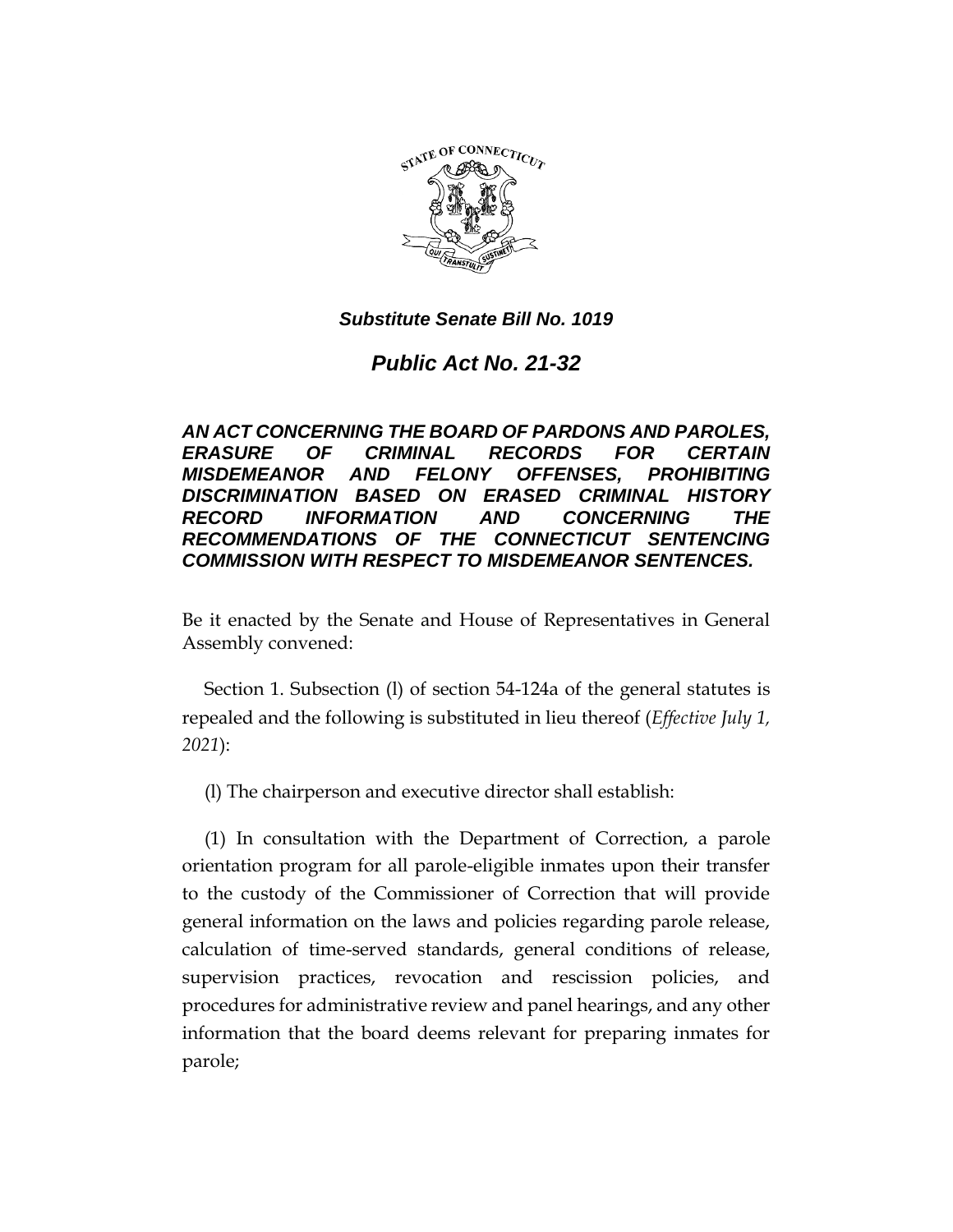***Substitute Senate Bill No. 1019***

# ***Public Act No. 21-32***

***AN ACT CONCERNING THE BOARD OF PARDONS AND PAROLES, ERASURE OF CRIMINAL RECORDS FOR CERTAIN MISDEMEANOR AND FELONY OFFENSES, PROHIBITING DISCRIMINATION BASED ON ERASED CRIMINAL HISTORY RECORD INFORMATION AND CONCERNING THE RECOMMENDATIONS OF THE CONNECTICUT SENTENCING COMMISSION WITH RESPECT TO MISDEMEANOR SENTENCES.***

Be it enacted by the Senate and House of Representatives in General Assembly convened:

Section 1. Subsection (l) of section 54-124a of the general statutes is repealed and the following is substituted in lieu thereof (*Effective July 1, 2021*):

(l) The chairperson and executive director shall establish:

(1) In consultation with the Department of Correction, a parole orientation program for all parole-eligible inmates upon their transfer to the custody of the Commissioner of Correction that will provide general information on the laws and policies regarding parole release, calculation of time-served standards, general conditions of release, supervision practices, revocation and rescission policies, and procedures for administrative review and panel hearings, and any other information that the board deems relevant for preparing inmates for parole;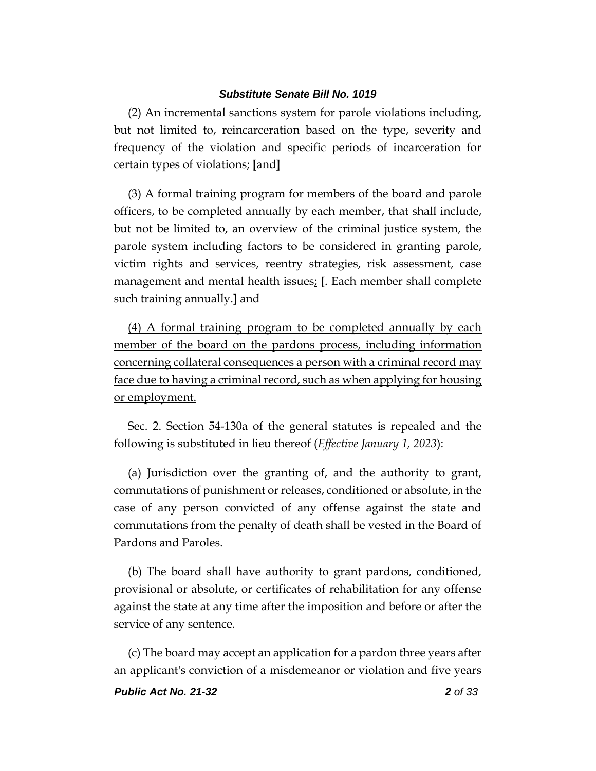(2) An incremental sanctions system for parole violations including, but not limited to, reincarceration based on the type, severity and frequency of the violation and specific periods of incarceration for certain types of violations; **[**and**]**

(3) A formal training program for members of the board and parole officers<u>, to be completed annually by each member,</u> that shall include, but not be limited to, an overview of the criminal justice system, the parole system including factors to be considered in granting parole, victim rights and services, reentry strategies, risk assessment, case management and mental health issues<u>;</u> **[**. Each member shall complete such training annually.**]** <u>and</u>

<u>(4) A formal training program to be completed annually by each member of the board on the pardons process, including information concerning collateral consequences a person with a criminal record may face due to having a criminal record, such as when applying for housing or employment.</u>

Sec. 2. Section 54-130a of the general statutes is repealed and the following is substituted in lieu thereof (*Effective January 1, 2023*):

(a) Jurisdiction over the granting of, and the authority to grant, commutations of punishment or releases, conditioned or absolute, in the case of any person convicted of any offense against the state and commutations from the penalty of death shall be vested in the Board of Pardons and Paroles.

(b) The board shall have authority to grant pardons, conditioned, provisional or absolute, or certificates of rehabilitation for any offense against the state at any time after the imposition and before or after the service of any sentence.

(c) The board may accept an application for a pardon three years after an applicant's conviction of a misdemeanor or violation and five years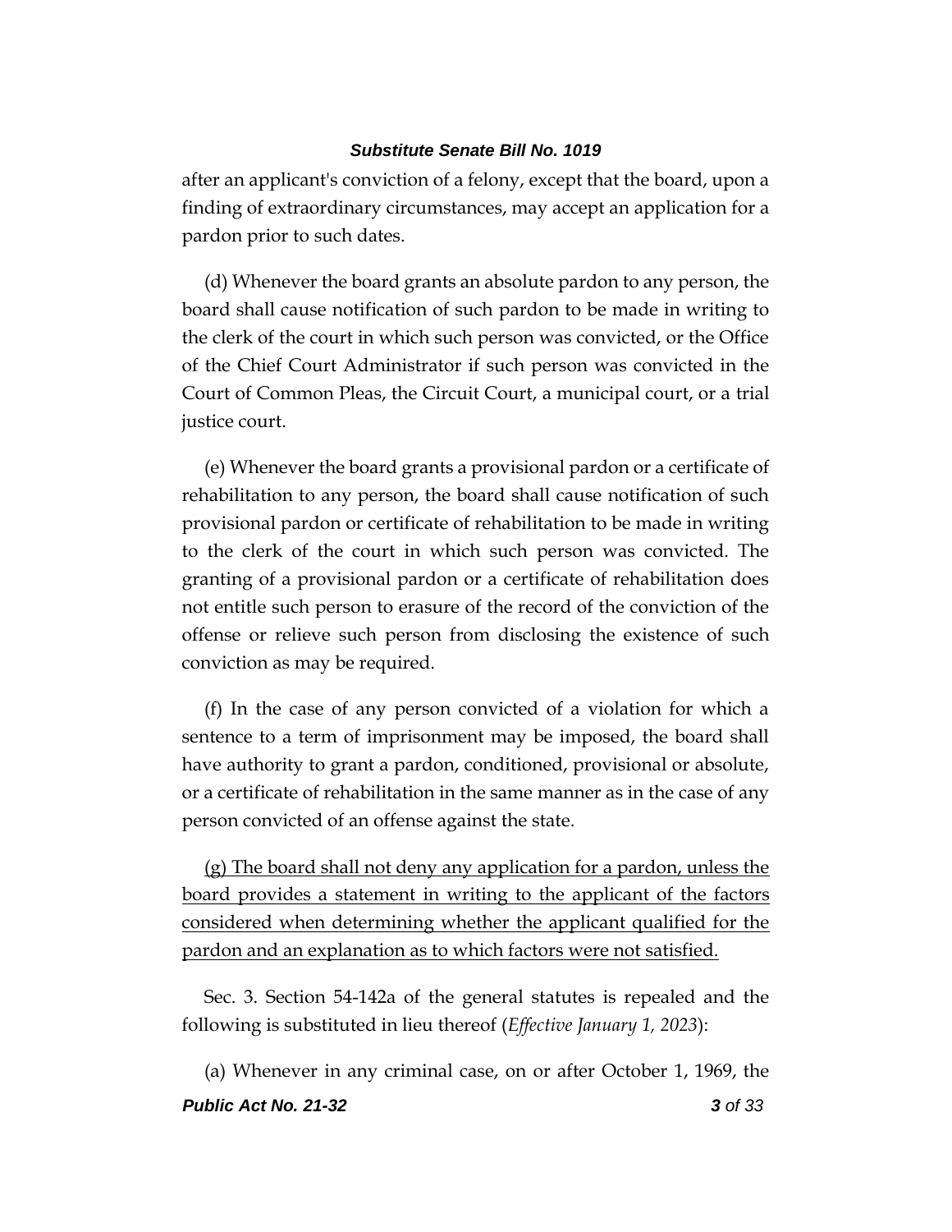after an applicant's conviction of a felony, except that the board, upon a finding of extraordinary circumstances, may accept an application for a pardon prior to such dates.

(d) Whenever the board grants an absolute pardon to any person, the board shall cause notification of such pardon to be made in writing to the clerk of the court in which such person was convicted, or the Office of the Chief Court Administrator if such person was convicted in the Court of Common Pleas, the Circuit Court, a municipal court, or a trial justice court.

(e) Whenever the board grants a provisional pardon or a certificate of rehabilitation to any person, the board shall cause notification of such provisional pardon or certificate of rehabilitation to be made in writing to the clerk of the court in which such person was convicted. The granting of a provisional pardon or a certificate of rehabilitation does not entitle such person to erasure of the record of the conviction of the offense or relieve such person from disclosing the existence of such conviction as may be required.

(f) In the case of any person convicted of a violation for which a sentence to a term of imprisonment may be imposed, the board shall have authority to grant a pardon, conditioned, provisional or absolute, or a certificate of rehabilitation in the same manner as in the case of any person convicted of an offense against the state.

<u>(g) The board shall not deny any application for a pardon, unless the board provides a statement in writing to the applicant of the factors considered when determining whether the applicant qualified for the pardon and an explanation as to which factors were not satisfied.</u>

Sec. 3. Section 54-142a of the general statutes is repealed and the following is substituted in lieu thereof (*Effective January 1, 2023*):

(a) Whenever in any criminal case, on or after October 1, 1969, the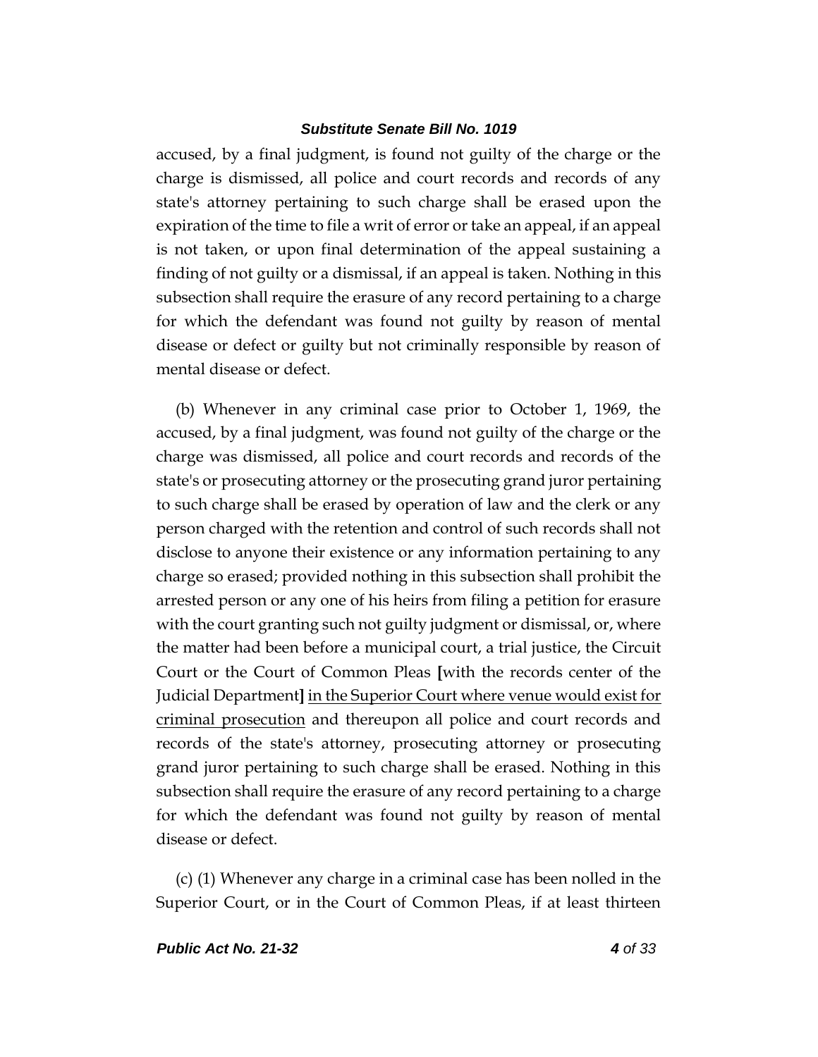accused, by a final judgment, is found not guilty of the charge or the charge is dismissed, all police and court records and records of any state's attorney pertaining to such charge shall be erased upon the expiration of the time to file a writ of error or take an appeal, if an appeal is not taken, or upon final determination of the appeal sustaining a finding of not guilty or a dismissal, if an appeal is taken. Nothing in this subsection shall require the erasure of any record pertaining to a charge for which the defendant was found not guilty by reason of mental disease or defect or guilty but not criminally responsible by reason of mental disease or defect.

(b) Whenever in any criminal case prior to October 1, 1969, the accused, by a final judgment, was found not guilty of the charge or the charge was dismissed, all police and court records and records of the state's or prosecuting attorney or the prosecuting grand juror pertaining to such charge shall be erased by operation of law and the clerk or any person charged with the retention and control of such records shall not disclose to anyone their existence or any information pertaining to any charge so erased; provided nothing in this subsection shall prohibit the arrested person or any one of his heirs from filing a petition for erasure with the court granting such not guilty judgment or dismissal, or, where the matter had been before a municipal court, a trial justice, the Circuit Court or the Court of Common Pleas **[**with the records center of the Judicial Department**]** <u>in the Superior Court where venue would exist for criminal prosecution</u> and thereupon all police and court records and records of the state's attorney, prosecuting attorney or prosecuting grand juror pertaining to such charge shall be erased. Nothing in this subsection shall require the erasure of any record pertaining to a charge for which the defendant was found not guilty by reason of mental disease or defect.

(c) (1) Whenever any charge in a criminal case has been nolled in the Superior Court, or in the Court of Common Pleas, if at least thirteen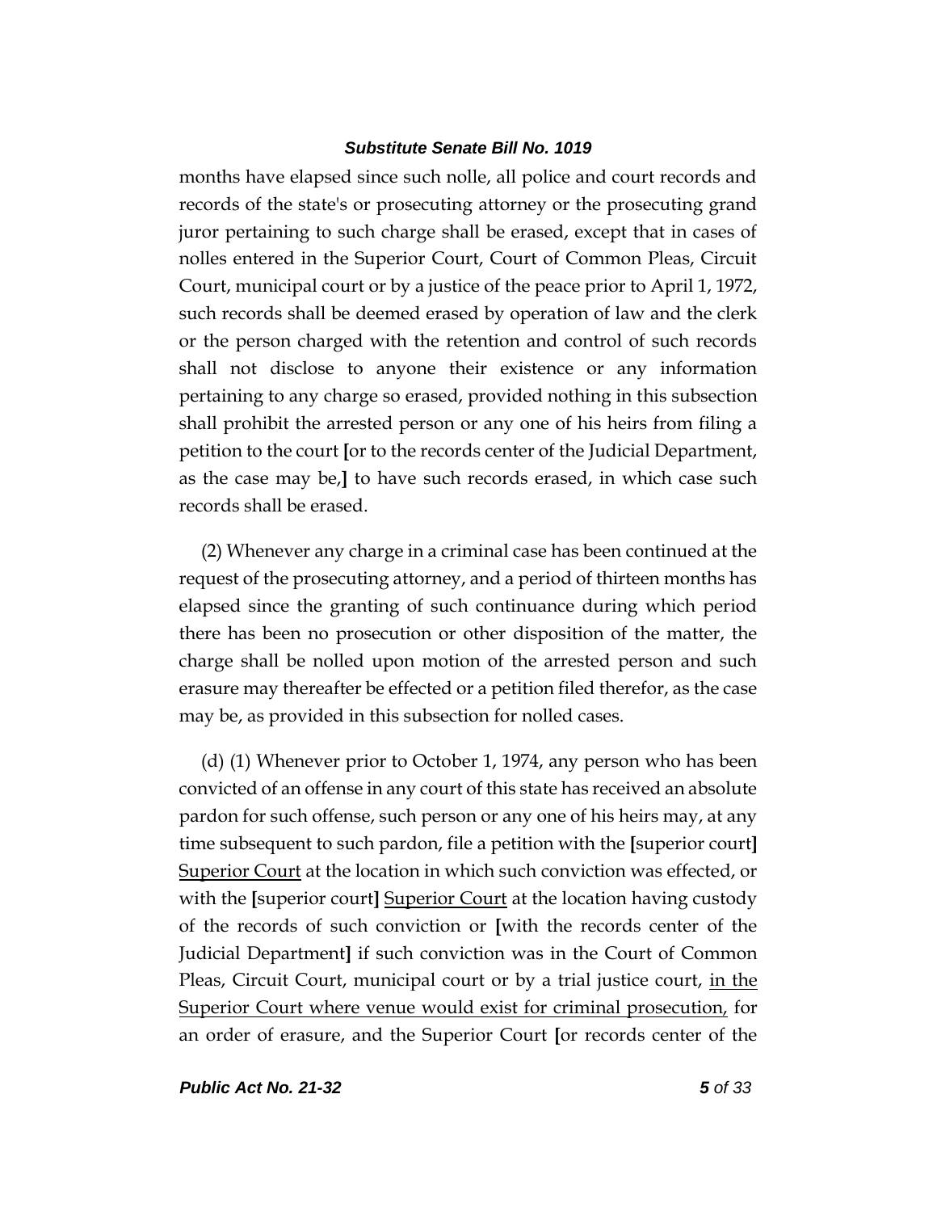months have elapsed since such nolle, all police and court records and records of the state's or prosecuting attorney or the prosecuting grand juror pertaining to such charge shall be erased, except that in cases of nolles entered in the Superior Court, Court of Common Pleas, Circuit Court, municipal court or by a justice of the peace prior to April 1, 1972, such records shall be deemed erased by operation of law and the clerk or the person charged with the retention and control of such records shall not disclose to anyone their existence or any information pertaining to any charge so erased, provided nothing in this subsection shall prohibit the arrested person or any one of his heirs from filing a petition to the court **[**or to the records center of the Judicial Department, as the case may be,**]** to have such records erased, in which case such records shall be erased.

(2) Whenever any charge in a criminal case has been continued at the request of the prosecuting attorney, and a period of thirteen months has elapsed since the granting of such continuance during which period there has been no prosecution or other disposition of the matter, the charge shall be nolled upon motion of the arrested person and such erasure may thereafter be effected or a petition filed therefor, as the case may be, as provided in this subsection for nolled cases.

(d) (1) Whenever prior to October 1, 1974, any person who has been convicted of an offense in any court of this state has received an absolute pardon for such offense, such person or any one of his heirs may, at any time subsequent to such pardon, file a petition with the **[**superior court**]** <u>Superior Court</u> at the location in which such conviction was effected, or with the **[**superior court**]** <u>Superior Court</u> at the location having custody of the records of such conviction or **[**with the records center of the Judicial Department**]** if such conviction was in the Court of Common Pleas, Circuit Court, municipal court or by a trial justice court, <u>in the Superior Court where venue would exist for criminal prosecution,</u> for an order of erasure, and the Superior Court **[**or records center of the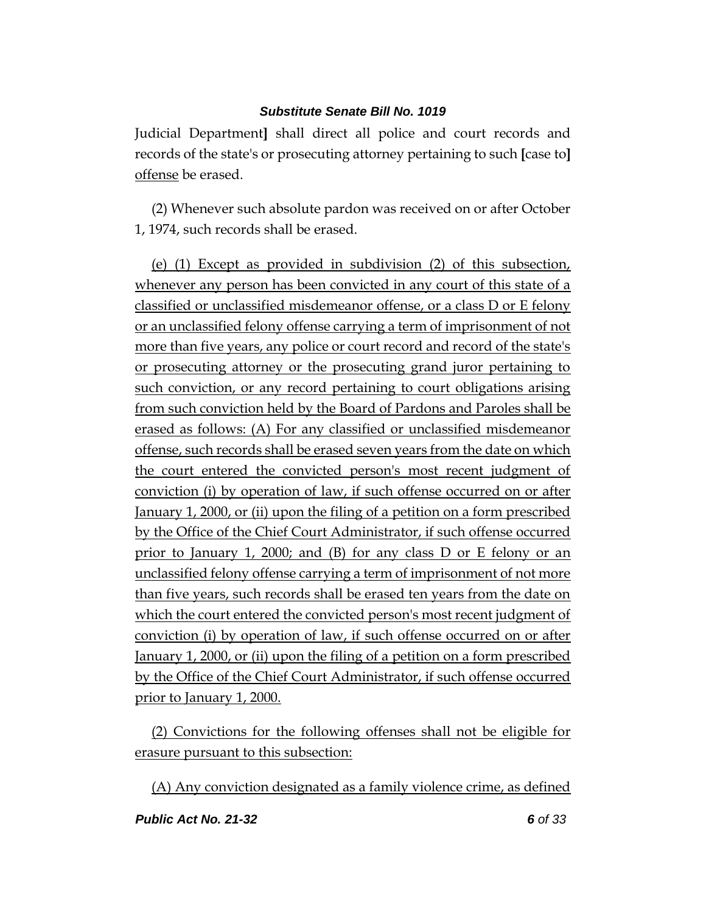Judicial Department] shall direct all police and court records and records of the state's or prosecuting attorney pertaining to such [case to] <u>offense</u> be erased.

(2) Whenever such absolute pardon was received on or after October 1, 1974, such records shall be erased.

<u>(e) (1) Except as provided in subdivision (2) of this subsection, whenever any person has been convicted in any court of this state of a classified or unclassified misdemeanor offense, or a class D or E felony or an unclassified felony offense carrying a term of imprisonment of not more than five years, any police or court record and record of the state's or prosecuting attorney or the prosecuting grand juror pertaining to such conviction, or any record pertaining to court obligations arising from such conviction held by the Board of Pardons and Paroles shall be erased as follows: (A) For any classified or unclassified misdemeanor offense, such records shall be erased seven years from the date on which the court entered the convicted person's most recent judgment of conviction (i) by operation of law, if such offense occurred on or after January 1, 2000, or (ii) upon the filing of a petition on a form prescribed by the Office of the Chief Court Administrator, if such offense occurred prior to January 1, 2000; and (B) for any class D or E felony or an unclassified felony offense carrying a term of imprisonment of not more than five years, such records shall be erased ten years from the date on which the court entered the convicted person's most recent judgment of conviction (i) by operation of law, if such offense occurred on or after January 1, 2000, or (ii) upon the filing of a petition on a form prescribed by the Office of the Chief Court Administrator, if such offense occurred prior to January 1, 2000.</u>

<u>(2) Convictions for the following offenses shall not be eligible for erasure pursuant to this subsection:</u>

<u>(A) Any conviction designated as a family violence crime, as defined</u>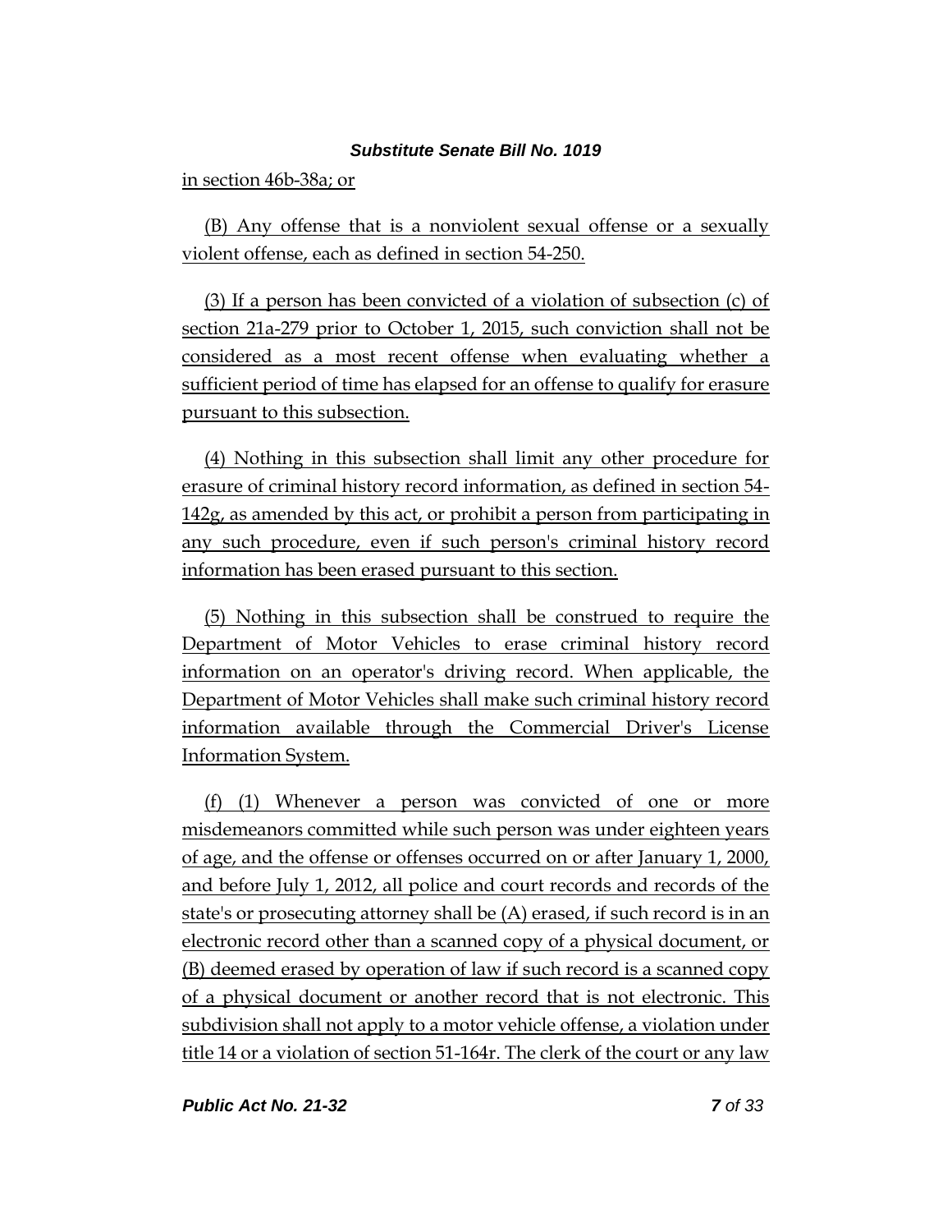in section 46b-38a; or

(B) Any offense that is a nonviolent sexual offense or a sexually violent offense, each as defined in section 54-250.

(3) If a person has been convicted of a violation of subsection (c) of section 21a-279 prior to October 1, 2015, such conviction shall not be considered as a most recent offense when evaluating whether a sufficient period of time has elapsed for an offense to qualify for erasure pursuant to this subsection.

(4) Nothing in this subsection shall limit any other procedure for erasure of criminal history record information, as defined in section 54-142g, as amended by this act, or prohibit a person from participating in any such procedure, even if such person's criminal history record information has been erased pursuant to this section.

(5) Nothing in this subsection shall be construed to require the Department of Motor Vehicles to erase criminal history record information on an operator's driving record. When applicable, the Department of Motor Vehicles shall make such criminal history record information available through the Commercial Driver's License Information System.

(f) (1) Whenever a person was convicted of one or more misdemeanors committed while such person was under eighteen years of age, and the offense or offenses occurred on or after January 1, 2000, and before July 1, 2012, all police and court records and records of the state's or prosecuting attorney shall be (A) erased, if such record is in an electronic record other than a scanned copy of a physical document, or (B) deemed erased by operation of law if such record is a scanned copy of a physical document or another record that is not electronic. This subdivision shall not apply to a motor vehicle offense, a violation under title 14 or a violation of section 51-164r. The clerk of the court or any law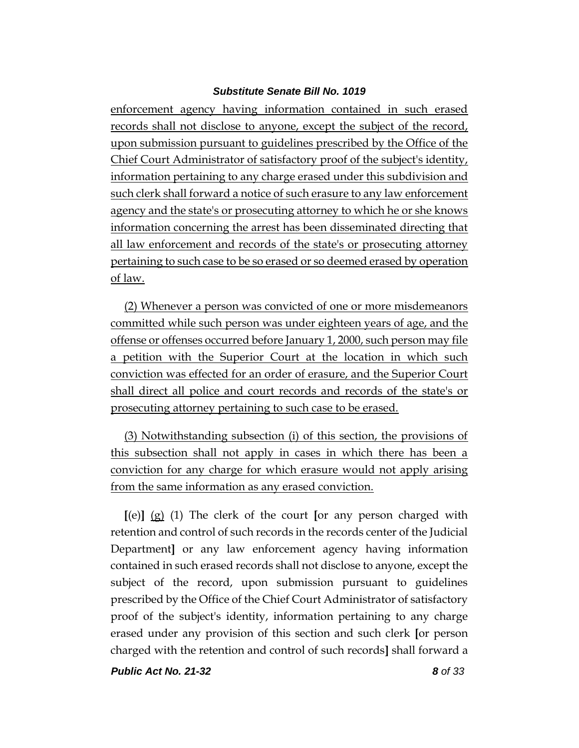enforcement agency having information contained in such erased records shall not disclose to anyone, except the subject of the record, upon submission pursuant to guidelines prescribed by the Office of the Chief Court Administrator of satisfactory proof of the subject's identity, information pertaining to any charge erased under this subdivision and such clerk shall forward a notice of such erasure to any law enforcement agency and the state's or prosecuting attorney to which he or she knows information concerning the arrest has been disseminated directing that all law enforcement and records of the state's or prosecuting attorney pertaining to such case to be so erased or so deemed erased by operation of law.

(2) Whenever a person was convicted of one or more misdemeanors committed while such person was under eighteen years of age, and the offense or offenses occurred before January 1, 2000, such person may file a petition with the Superior Court at the location in which such conviction was effected for an order of erasure, and the Superior Court shall direct all police and court records and records of the state's or prosecuting attorney pertaining to such case to be erased.

(3) Notwithstanding subsection (i) of this section, the provisions of this subsection shall not apply in cases in which there has been a conviction for any charge for which erasure would not apply arising from the same information as any erased conviction.

[(e)] (g) (1) The clerk of the court [or any person charged with retention and control of such records in the records center of the Judicial Department] or any law enforcement agency having information contained in such erased records shall not disclose to anyone, except the subject of the record, upon submission pursuant to guidelines prescribed by the Office of the Chief Court Administrator of satisfactory proof of the subject's identity, information pertaining to any charge erased under any provision of this section and such clerk [or person charged with the retention and control of such records] shall forward a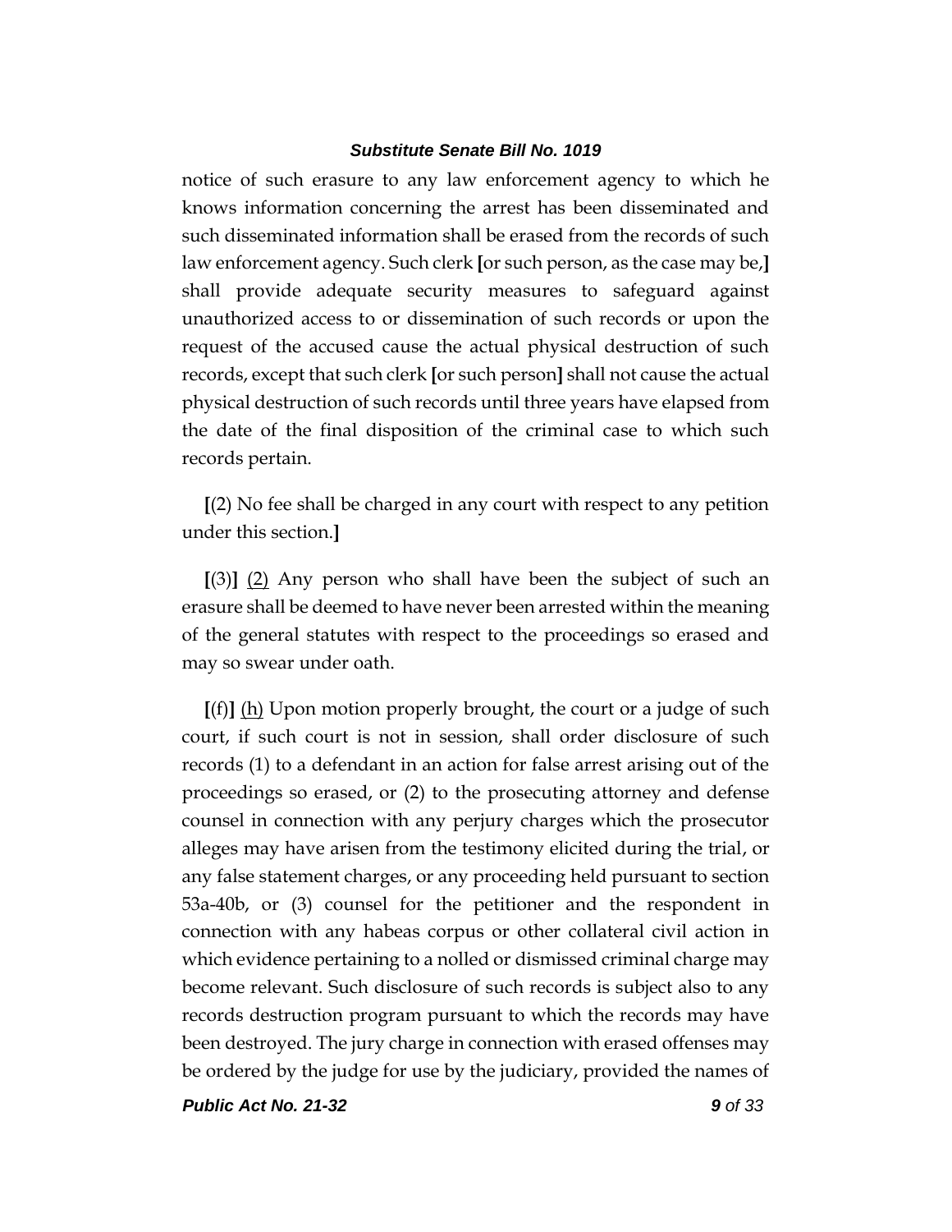notice of such erasure to any law enforcement agency to which he knows information concerning the arrest has been disseminated and such disseminated information shall be erased from the records of such law enforcement agency. Such clerk **[**or such person, as the case may be,**]** shall provide adequate security measures to safeguard against unauthorized access to or dissemination of such records or upon the request of the accused cause the actual physical destruction of such records, except that such clerk **[**or such person**]** shall not cause the actual physical destruction of such records until three years have elapsed from the date of the final disposition of the criminal case to which such records pertain.

**[**(2) No fee shall be charged in any court with respect to any petition under this section.**]**

**[**(3)**]** <u>(2)</u> Any person who shall have been the subject of such an erasure shall be deemed to have never been arrested within the meaning of the general statutes with respect to the proceedings so erased and may so swear under oath.

**[**(f)**]** <u>(h)</u> Upon motion properly brought, the court or a judge of such court, if such court is not in session, shall order disclosure of such records (1) to a defendant in an action for false arrest arising out of the proceedings so erased, or (2) to the prosecuting attorney and defense counsel in connection with any perjury charges which the prosecutor alleges may have arisen from the testimony elicited during the trial, or any false statement charges, or any proceeding held pursuant to section 53a-40b, or (3) counsel for the petitioner and the respondent in connection with any habeas corpus or other collateral civil action in which evidence pertaining to a nolled or dismissed criminal charge may become relevant. Such disclosure of such records is subject also to any records destruction program pursuant to which the records may have been destroyed. The jury charge in connection with erased offenses may be ordered by the judge for use by the judiciary, provided the names of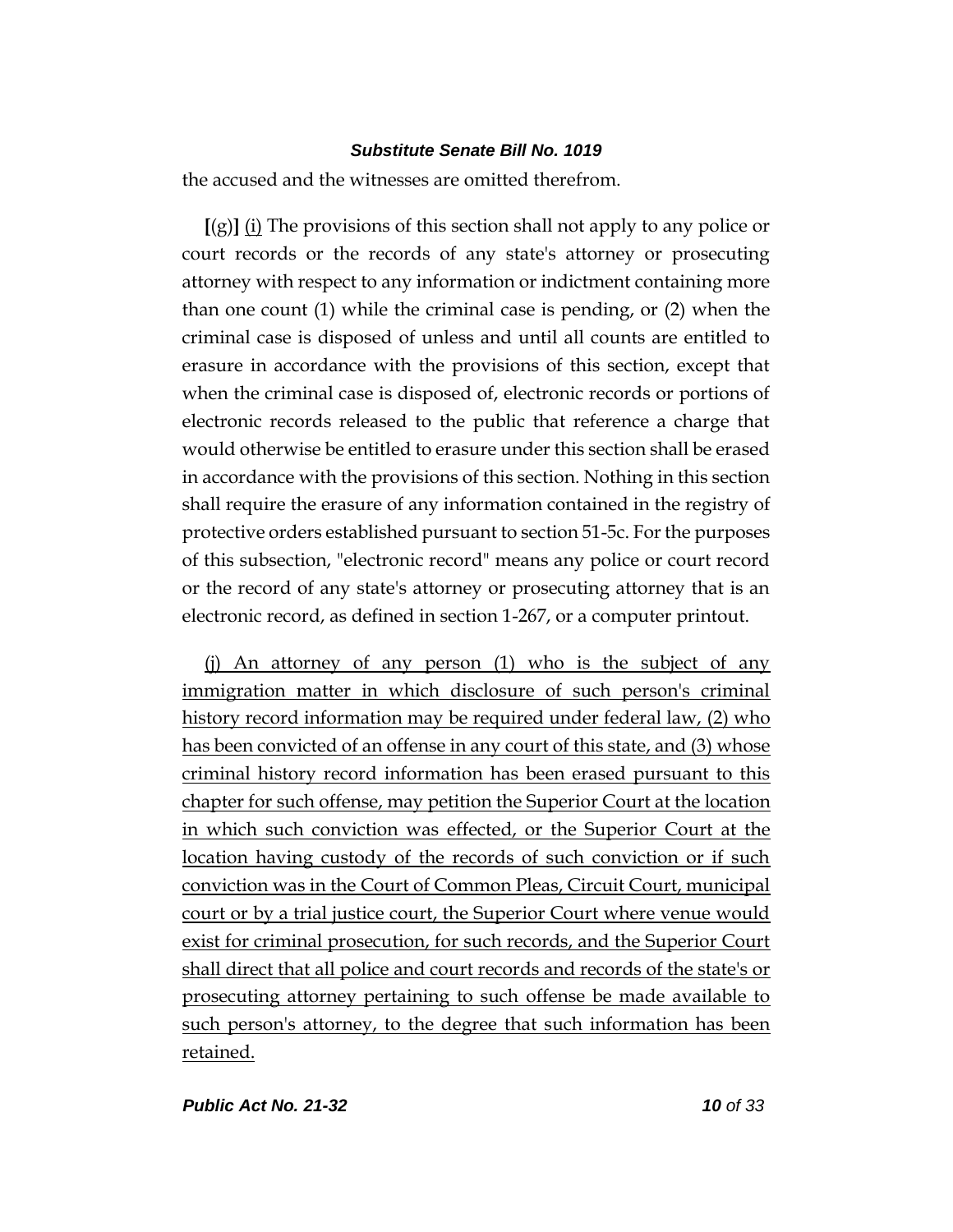the accused and the witnesses are omitted therefrom.

[(g)] (i) The provisions of this section shall not apply to any police or court records or the records of any state's attorney or prosecuting attorney with respect to any information or indictment containing more than one count (1) while the criminal case is pending, or (2) when the criminal case is disposed of unless and until all counts are entitled to erasure in accordance with the provisions of this section, except that when the criminal case is disposed of, electronic records or portions of electronic records released to the public that reference a charge that would otherwise be entitled to erasure under this section shall be erased in accordance with the provisions of this section. Nothing in this section shall require the erasure of any information contained in the registry of protective orders established pursuant to section 51-5c. For the purposes of this subsection, "electronic record" means any police or court record or the record of any state's attorney or prosecuting attorney that is an electronic record, as defined in section 1-267, or a computer printout.

(j) An attorney of any person (1) who is the subject of any immigration matter in which disclosure of such person's criminal history record information may be required under federal law, (2) who has been convicted of an offense in any court of this state, and (3) whose criminal history record information has been erased pursuant to this chapter for such offense, may petition the Superior Court at the location in which such conviction was effected, or the Superior Court at the location having custody of the records of such conviction or if such conviction was in the Court of Common Pleas, Circuit Court, municipal court or by a trial justice court, the Superior Court where venue would exist for criminal prosecution, for such records, and the Superior Court shall direct that all police and court records and records of the state's or prosecuting attorney pertaining to such offense be made available to such person's attorney, to the degree that such information has been retained.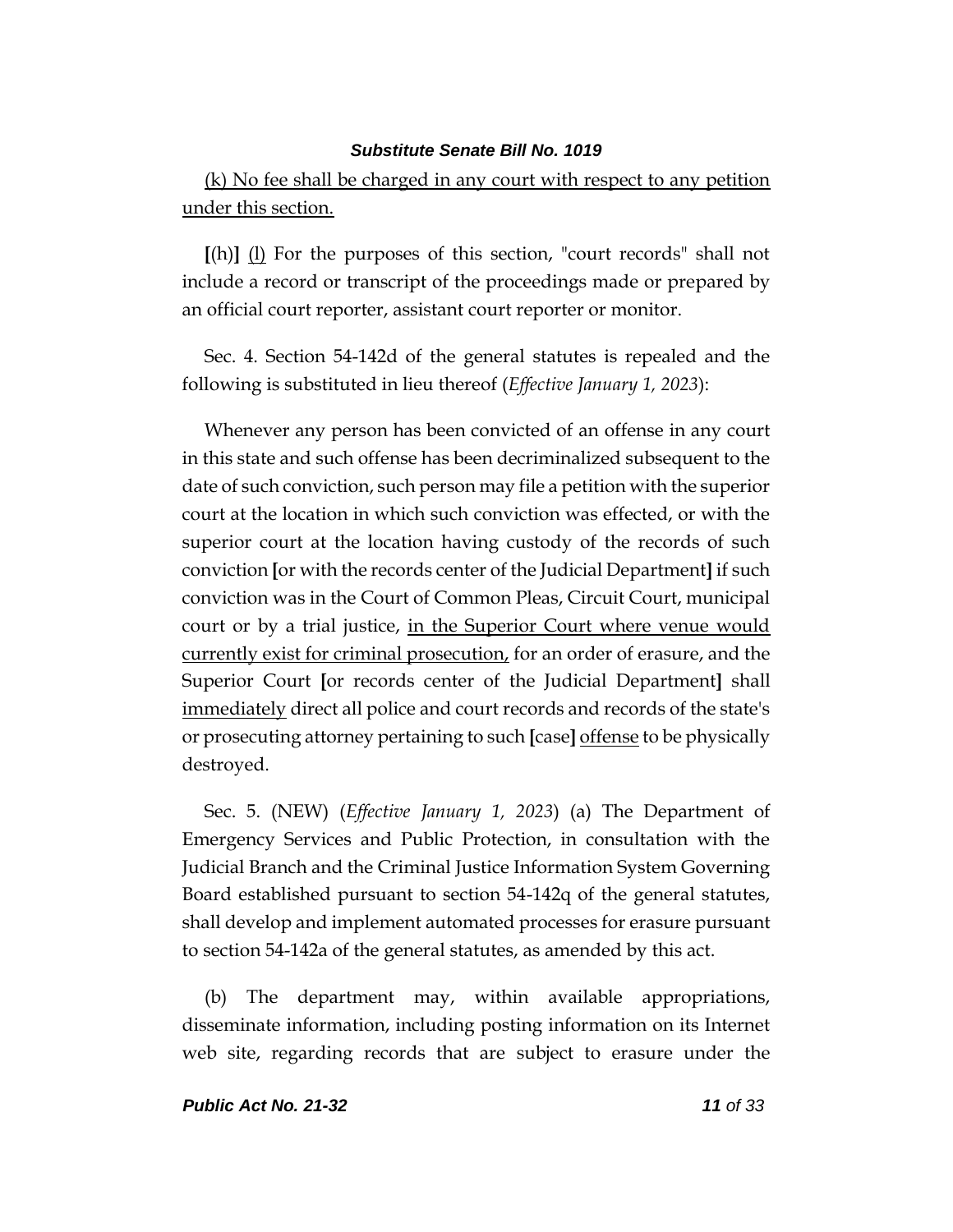<u>(k) No fee shall be charged in any court with respect to any petition under this section.</u>

**[**(h)**]** <u>(l)</u> For the purposes of this section, "court records" shall not include a record or transcript of the proceedings made or prepared by an official court reporter, assistant court reporter or monitor.

Sec. 4. Section 54-142d of the general statutes is repealed and the following is substituted in lieu thereof (*Effective January 1, 2023*):

Whenever any person has been convicted of an offense in any court in this state and such offense has been decriminalized subsequent to the date of such conviction, such person may file a petition with the superior court at the location in which such conviction was effected, or with the superior court at the location having custody of the records of such conviction **[**or with the records center of the Judicial Department**]** if such conviction was in the Court of Common Pleas, Circuit Court, municipal court or by a trial justice, <u>in the Superior Court where venue would currently exist for criminal prosecution,</u> for an order of erasure, and the Superior Court **[**or records center of the Judicial Department**]** shall <u>immediately</u> direct all police and court records and records of the state's or prosecuting attorney pertaining to such **[**case**]** <u>offense</u> to be physically destroyed.

Sec. 5. (NEW) (*Effective January 1, 2023*) (a) The Department of Emergency Services and Public Protection, in consultation with the Judicial Branch and the Criminal Justice Information System Governing Board established pursuant to section 54-142q of the general statutes, shall develop and implement automated processes for erasure pursuant to section 54-142a of the general statutes, as amended by this act.

(b) The department may, within available appropriations, disseminate information, including posting information on its Internet web site, regarding records that are subject to erasure under the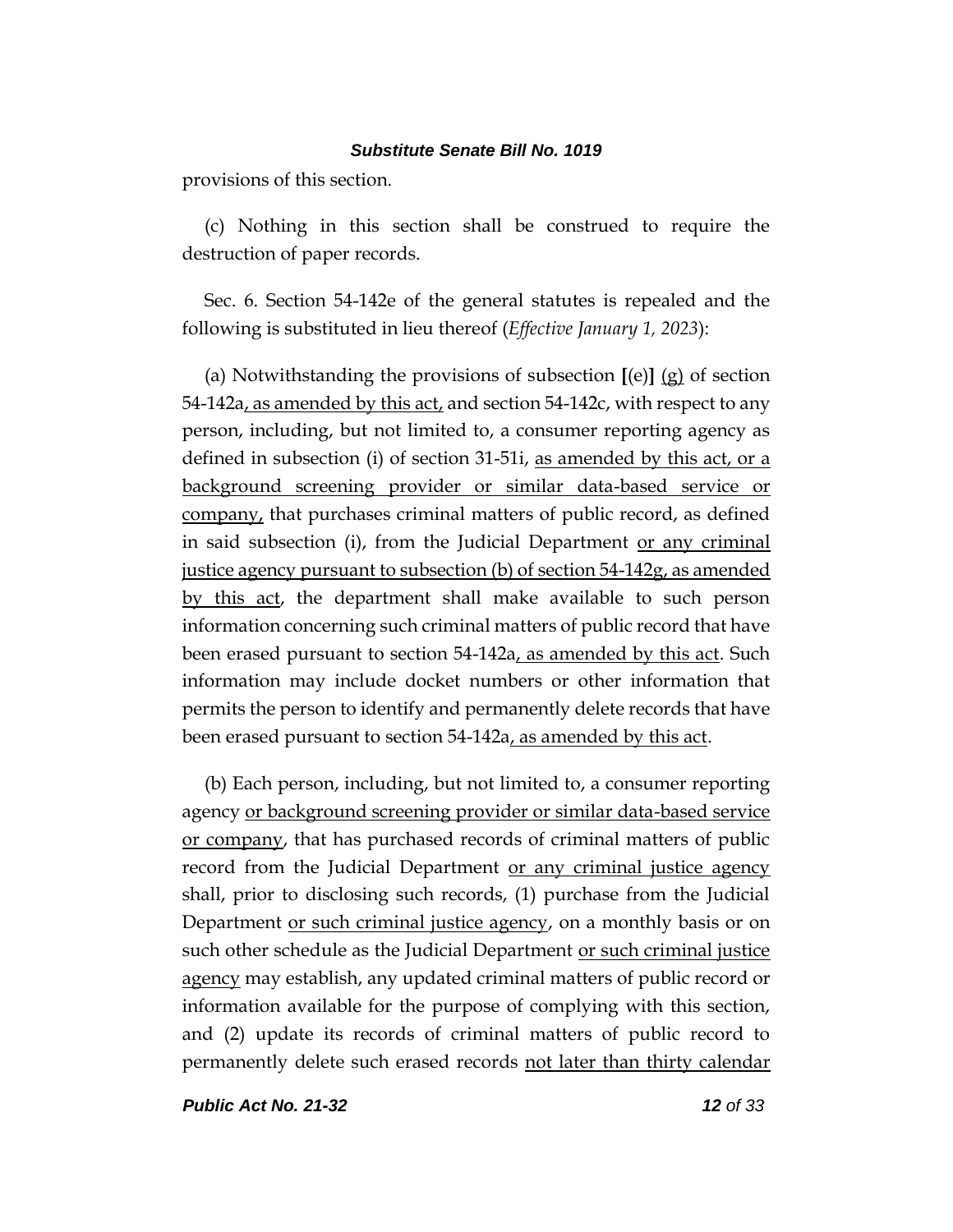provisions of this section.

(c) Nothing in this section shall be construed to require the destruction of paper records.

Sec. 6. Section 54-142e of the general statutes is repealed and the following is substituted in lieu thereof (*Effective January 1, 2023*):

(a) Notwithstanding the provisions of subsection **[**(e)**]** <u>(g)</u> of section 54-142a<u>, as amended by this act,</u> and section 54-142c, with respect to any person, including, but not limited to, a consumer reporting agency as defined in subsection (i) of section 31-51i, <u>as amended by this act, or a background screening provider or similar data-based service or company,</u> that purchases criminal matters of public record, as defined in said subsection (i), from the Judicial Department <u>or any criminal justice agency pursuant to subsection (b) of section 54-142g, as amended by this act</u>, the department shall make available to such person information concerning such criminal matters of public record that have been erased pursuant to section 54-142a<u>, as amended by this act</u>. Such information may include docket numbers or other information that permits the person to identify and permanently delete records that have been erased pursuant to section 54-142a<u>, as amended by this act</u>.

(b) Each person, including, but not limited to, a consumer reporting agency <u>or background screening provider or similar data-based service or company</u>, that has purchased records of criminal matters of public record from the Judicial Department <u>or any criminal justice agency</u> shall, prior to disclosing such records, (1) purchase from the Judicial Department <u>or such criminal justice agency</u>, on a monthly basis or on such other schedule as the Judicial Department <u>or such criminal justice agency</u> may establish, any updated criminal matters of public record or information available for the purpose of complying with this section, and (2) update its records of criminal matters of public record to permanently delete such erased records <u>not later than thirty calendar</u>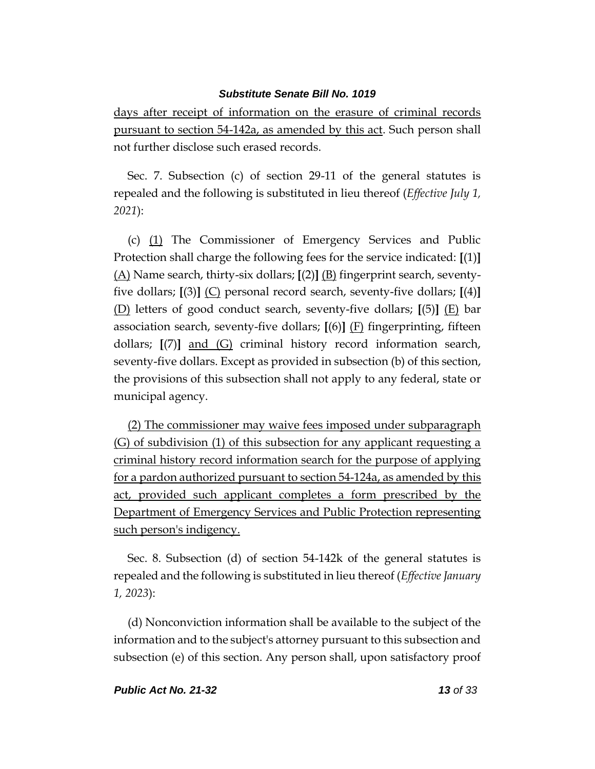days after receipt of information on the erasure of criminal records pursuant to section 54-142a, as amended by this act. Such person shall not further disclose such erased records.

Sec. 7. Subsection (c) of section 29-11 of the general statutes is repealed and the following is substituted in lieu thereof (*Effective July 1, 2021*):

(c) (1) The Commissioner of Emergency Services and Public Protection shall charge the following fees for the service indicated: [(1)] (A) Name search, thirty-six dollars; [(2)] (B) fingerprint search, seventy-five dollars; [(3)] (C) personal record search, seventy-five dollars; [(4)] (D) letters of good conduct search, seventy-five dollars; [(5)] (E) bar association search, seventy-five dollars; [(6)] (F) fingerprinting, fifteen dollars; [(7)] and (G) criminal history record information search, seventy-five dollars. Except as provided in subsection (b) of this section, the provisions of this subsection shall not apply to any federal, state or municipal agency.

(2) The commissioner may waive fees imposed under subparagraph (G) of subdivision (1) of this subsection for any applicant requesting a criminal history record information search for the purpose of applying for a pardon authorized pursuant to section 54-124a, as amended by this act, provided such applicant completes a form prescribed by the Department of Emergency Services and Public Protection representing such person's indigency.

Sec. 8. Subsection (d) of section 54-142k of the general statutes is repealed and the following is substituted in lieu thereof (*Effective January 1, 2023*):

(d) Nonconviction information shall be available to the subject of the information and to the subject's attorney pursuant to this subsection and subsection (e) of this section. Any person shall, upon satisfactory proof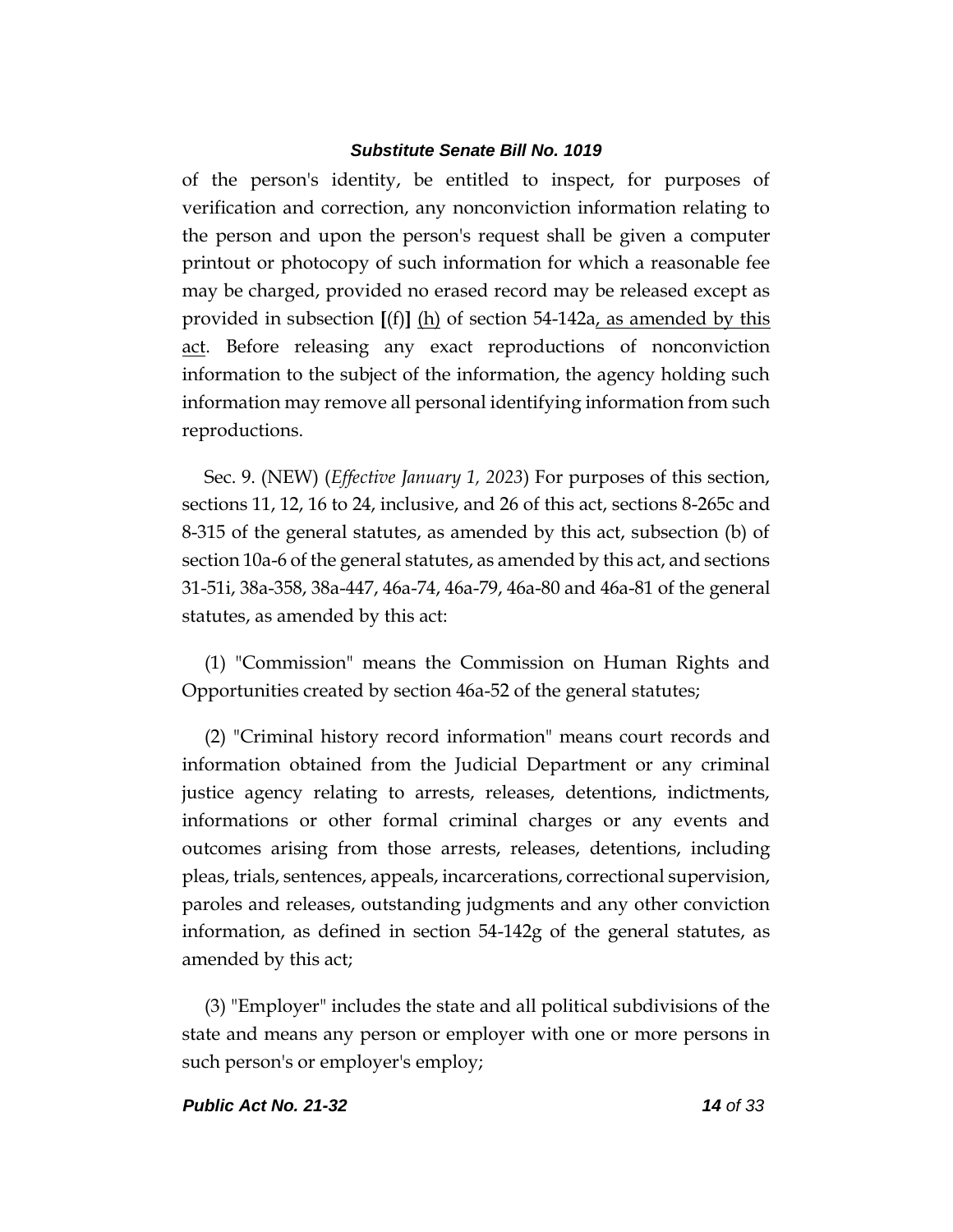of the person's identity, be entitled to inspect, for purposes of verification and correction, any nonconviction information relating to the person and upon the person's request shall be given a computer printout or photocopy of such information for which a reasonable fee may be charged, provided no erased record may be released except as provided in subsection **[**(f)**]** (h) of section 54-142a, as amended by this act. Before releasing any exact reproductions of nonconviction information to the subject of the information, the agency holding such information may remove all personal identifying information from such reproductions.

Sec. 9. (NEW) (*Effective January 1, 2023*) For purposes of this section, sections 11, 12, 16 to 24, inclusive, and 26 of this act, sections 8-265c and 8-315 of the general statutes, as amended by this act, subsection (b) of section 10a-6 of the general statutes, as amended by this act, and sections 31-51i, 38a-358, 38a-447, 46a-74, 46a-79, 46a-80 and 46a-81 of the general statutes, as amended by this act:

(1) "Commission" means the Commission on Human Rights and Opportunities created by section 46a-52 of the general statutes;

(2) "Criminal history record information" means court records and information obtained from the Judicial Department or any criminal justice agency relating to arrests, releases, detentions, indictments, informations or other formal criminal charges or any events and outcomes arising from those arrests, releases, detentions, including pleas, trials, sentences, appeals, incarcerations, correctional supervision, paroles and releases, outstanding judgments and any other conviction information, as defined in section 54-142g of the general statutes, as amended by this act;

(3) "Employer" includes the state and all political subdivisions of the state and means any person or employer with one or more persons in such person's or employer's employ;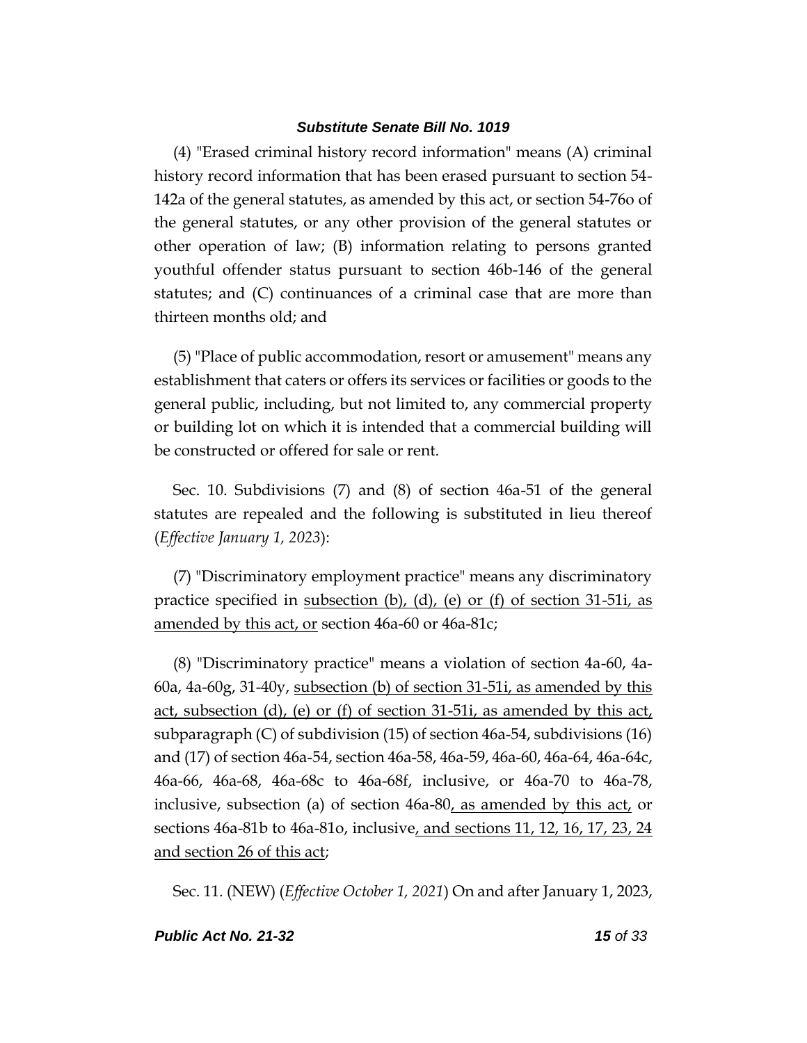(4) "Erased criminal history record information" means (A) criminal history record information that has been erased pursuant to section 54-142a of the general statutes, as amended by this act, or section 54-76o of the general statutes, or any other provision of the general statutes or other operation of law; (B) information relating to persons granted youthful offender status pursuant to section 46b-146 of the general statutes; and (C) continuances of a criminal case that are more than thirteen months old; and

(5) "Place of public accommodation, resort or amusement" means any establishment that caters or offers its services or facilities or goods to the general public, including, but not limited to, any commercial property or building lot on which it is intended that a commercial building will be constructed or offered for sale or rent.

Sec. 10. Subdivisions (7) and (8) of section 46a-51 of the general statutes are repealed and the following is substituted in lieu thereof (*Effective January 1, 2023*):

(7) "Discriminatory employment practice" means any discriminatory practice specified in <u>subsection (b), (d), (e) or (f) of section 31-51i, as amended by this act, or</u> section 46a-60 or 46a-81c;

(8) "Discriminatory practice" means a violation of section 4a-60, 4a-60a, 4a-60g, 31-40y, <u>subsection (b) of section 31-51i, as amended by this act, subsection (d), (e) or (f) of section 31-51i, as amended by this act,</u> subparagraph (C) of subdivision (15) of section 46a-54, subdivisions (16) and (17) of section 46a-54, section 46a-58, 46a-59, 46a-60, 46a-64, 46a-64c, 46a-66, 46a-68, 46a-68c to 46a-68f, inclusive, or 46a-70 to 46a-78, inclusive, subsection (a) of section 46a-80<u>, as amended by this act,</u> or sections 46a-81b to 46a-81o, inclusive<u>, and sections 11, 12, 16, 17, 23, 24 and section 26 of this act</u>;

Sec. 11. (NEW) (*Effective October 1, 2021*) On and after January 1, 2023,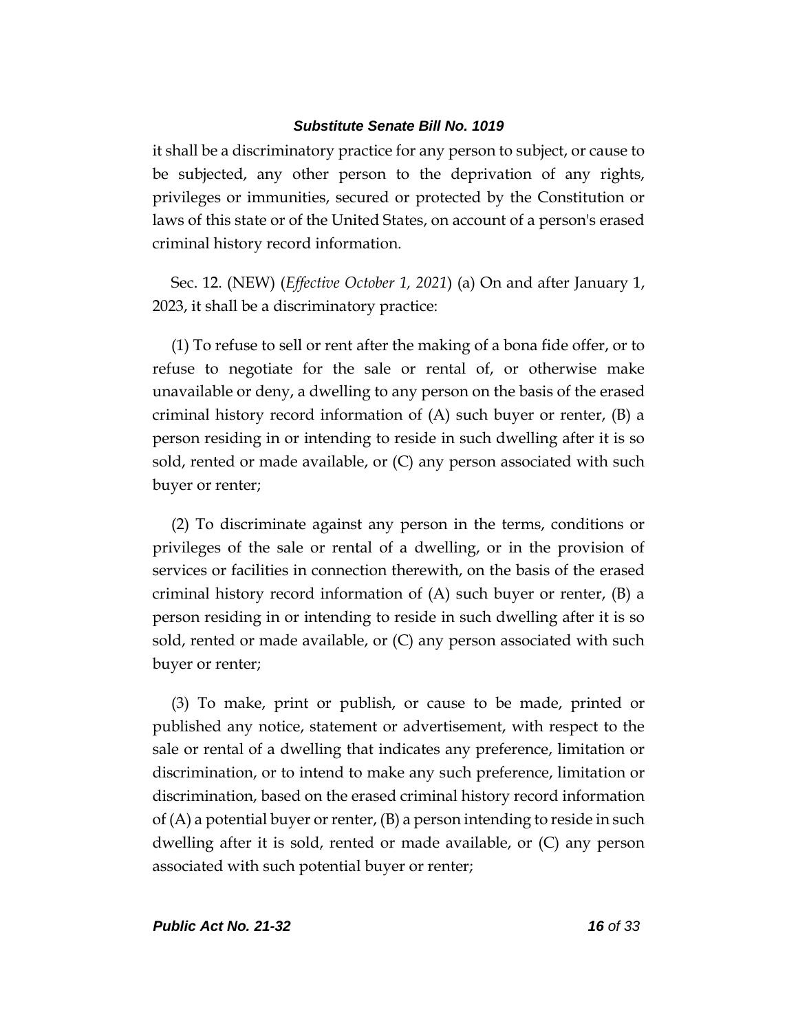it shall be a discriminatory practice for any person to subject, or cause to be subjected, any other person to the deprivation of any rights, privileges or immunities, secured or protected by the Constitution or laws of this state or of the United States, on account of a person's erased criminal history record information.

Sec. 12. (NEW) (*Effective October 1, 2021*) (a) On and after January 1, 2023, it shall be a discriminatory practice:

(1) To refuse to sell or rent after the making of a bona fide offer, or to refuse to negotiate for the sale or rental of, or otherwise make unavailable or deny, a dwelling to any person on the basis of the erased criminal history record information of (A) such buyer or renter, (B) a person residing in or intending to reside in such dwelling after it is so sold, rented or made available, or (C) any person associated with such buyer or renter;

(2) To discriminate against any person in the terms, conditions or privileges of the sale or rental of a dwelling, or in the provision of services or facilities in connection therewith, on the basis of the erased criminal history record information of (A) such buyer or renter, (B) a person residing in or intending to reside in such dwelling after it is so sold, rented or made available, or (C) any person associated with such buyer or renter;

(3) To make, print or publish, or cause to be made, printed or published any notice, statement or advertisement, with respect to the sale or rental of a dwelling that indicates any preference, limitation or discrimination, or to intend to make any such preference, limitation or discrimination, based on the erased criminal history record information of (A) a potential buyer or renter, (B) a person intending to reside in such dwelling after it is sold, rented or made available, or (C) any person associated with such potential buyer or renter;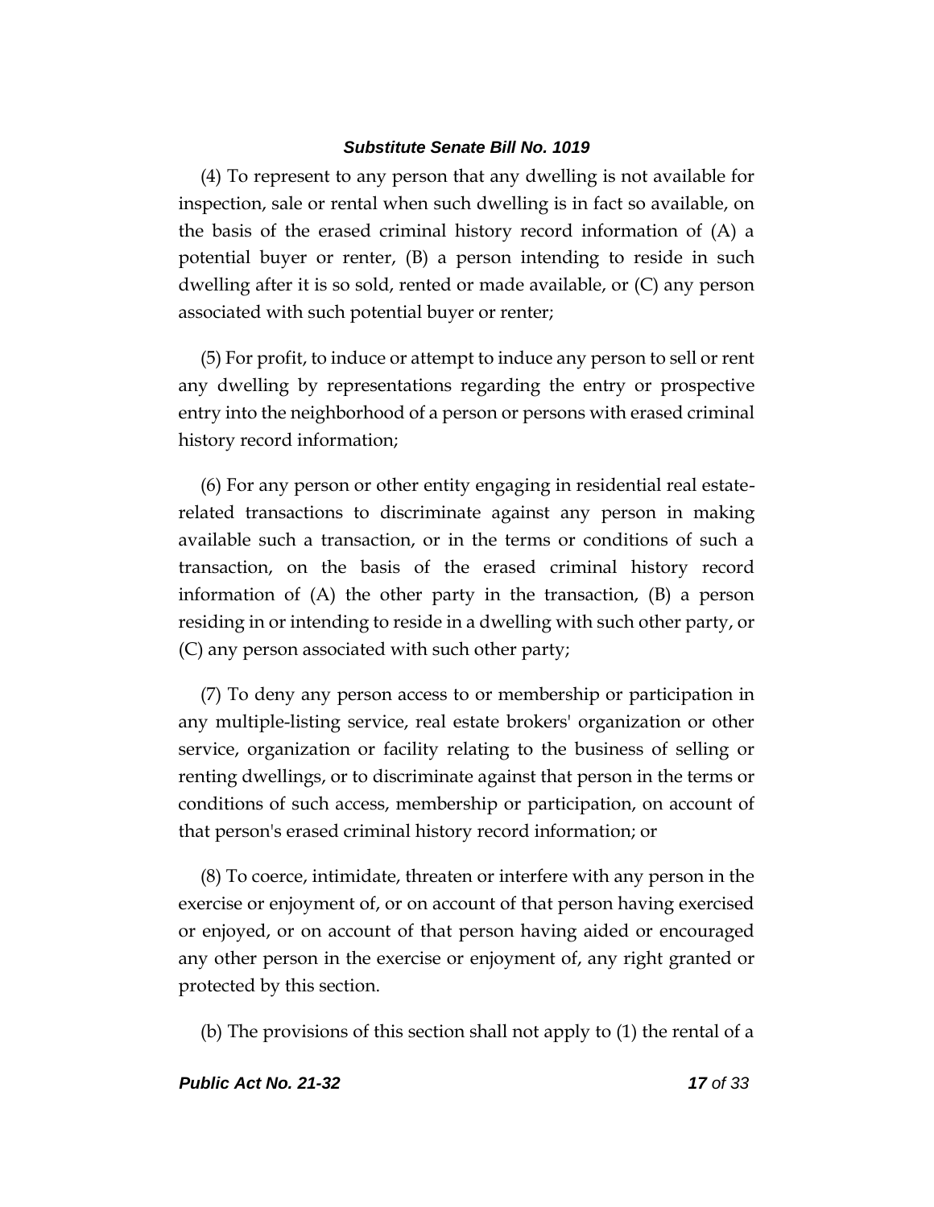(4) To represent to any person that any dwelling is not available for inspection, sale or rental when such dwelling is in fact so available, on the basis of the erased criminal history record information of (A) a potential buyer or renter, (B) a person intending to reside in such dwelling after it is so sold, rented or made available, or (C) any person associated with such potential buyer or renter;

(5) For profit, to induce or attempt to induce any person to sell or rent any dwelling by representations regarding the entry or prospective entry into the neighborhood of a person or persons with erased criminal history record information;

(6) For any person or other entity engaging in residential real estate-related transactions to discriminate against any person in making available such a transaction, or in the terms or conditions of such a transaction, on the basis of the erased criminal history record information of (A) the other party in the transaction, (B) a person residing in or intending to reside in a dwelling with such other party, or (C) any person associated with such other party;

(7) To deny any person access to or membership or participation in any multiple-listing service, real estate brokers' organization or other service, organization or facility relating to the business of selling or renting dwellings, or to discriminate against that person in the terms or conditions of such access, membership or participation, on account of that person's erased criminal history record information; or

(8) To coerce, intimidate, threaten or interfere with any person in the exercise or enjoyment of, or on account of that person having exercised or enjoyed, or on account of that person having aided or encouraged any other person in the exercise or enjoyment of, any right granted or protected by this section.

(b) The provisions of this section shall not apply to (1) the rental of a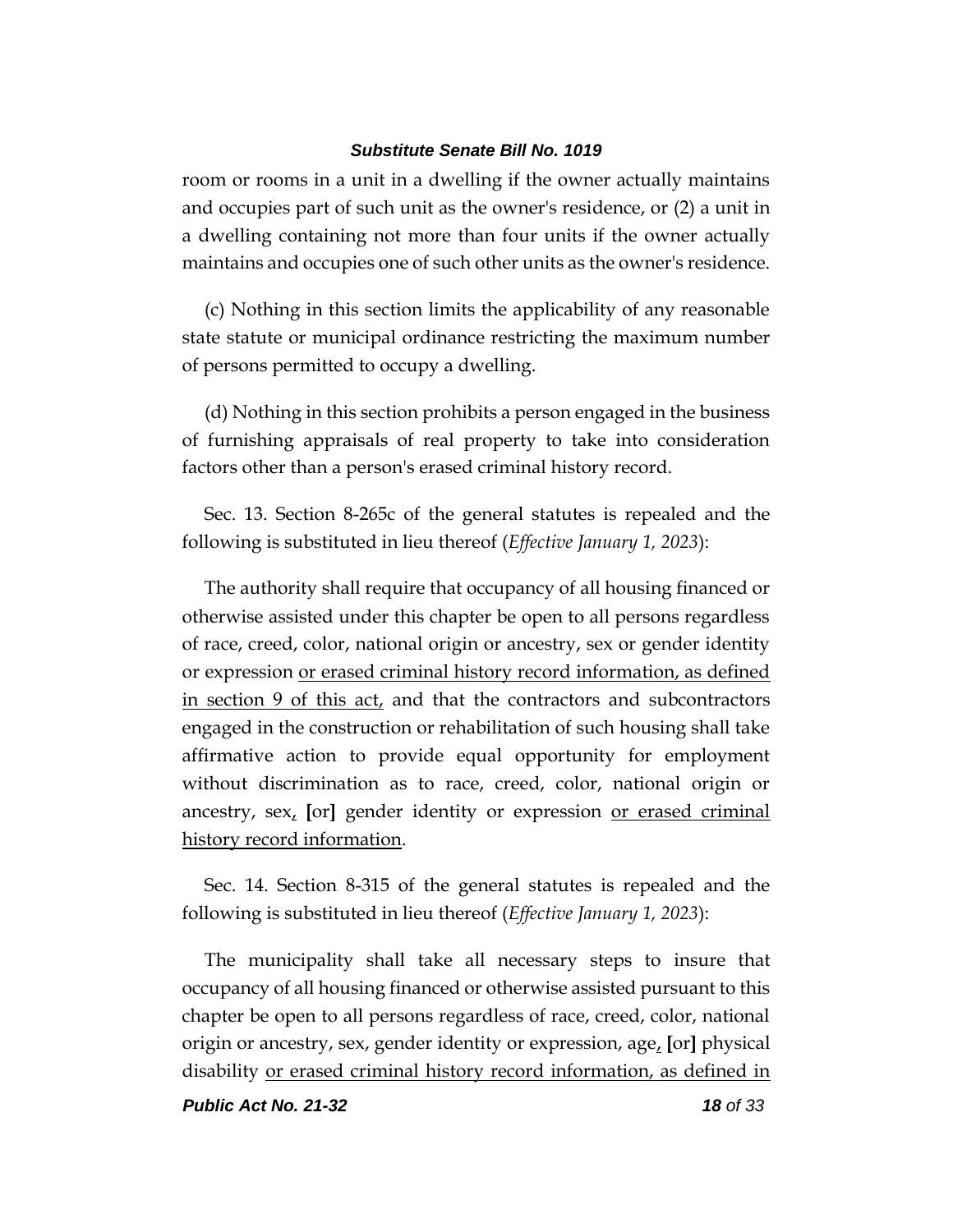room or rooms in a unit in a dwelling if the owner actually maintains and occupies part of such unit as the owner's residence, or (2) a unit in a dwelling containing not more than four units if the owner actually maintains and occupies one of such other units as the owner's residence.

(c) Nothing in this section limits the applicability of any reasonable state statute or municipal ordinance restricting the maximum number of persons permitted to occupy a dwelling.

(d) Nothing in this section prohibits a person engaged in the business of furnishing appraisals of real property to take into consideration factors other than a person's erased criminal history record.

Sec. 13. Section 8-265c of the general statutes is repealed and the following is substituted in lieu thereof (*Effective January 1, 2023*):

The authority shall require that occupancy of all housing financed or otherwise assisted under this chapter be open to all persons regardless of race, creed, color, national origin or ancestry, sex or gender identity or expression <u>or erased criminal history record information, as defined in section 9 of this act,</u> and that the contractors and subcontractors engaged in the construction or rehabilitation of such housing shall take affirmative action to provide equal opportunity for employment without discrimination as to race, creed, color, national origin or ancestry, sex<u>,</u> [or] gender identity or expression <u>or erased criminal history record information</u>.

Sec. 14. Section 8-315 of the general statutes is repealed and the following is substituted in lieu thereof (*Effective January 1, 2023*):

The municipality shall take all necessary steps to insure that occupancy of all housing financed or otherwise assisted pursuant to this chapter be open to all persons regardless of race, creed, color, national origin or ancestry, sex, gender identity or expression, age<u>,</u> [or] physical disability <u>or erased criminal history record information, as defined in</u>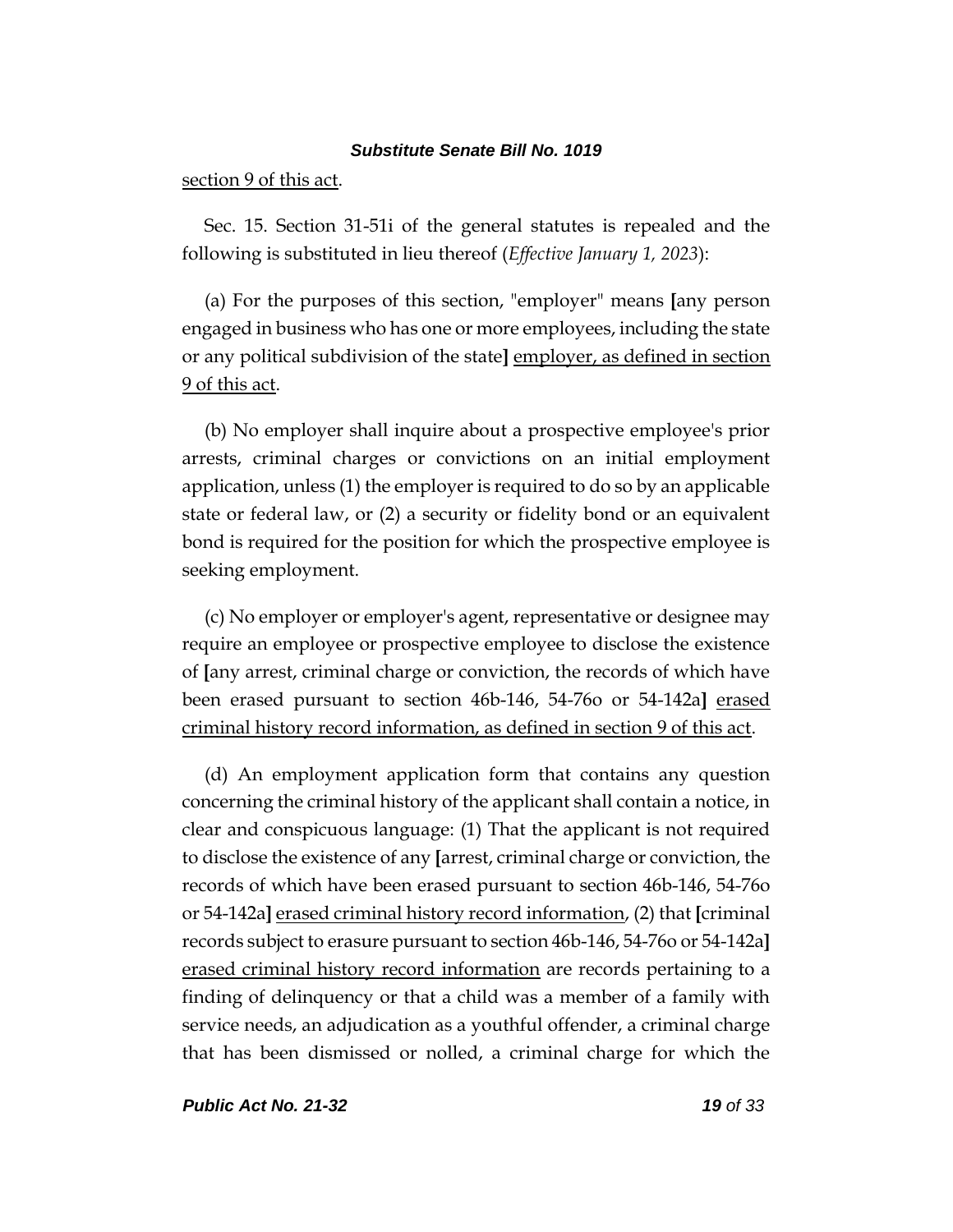section 9 of this act.

Sec. 15. Section 31-51i of the general statutes is repealed and the following is substituted in lieu thereof (*Effective January 1, 2023*):

(a) For the purposes of this section, "employer" means **[**any person engaged in business who has one or more employees, including the state or any political subdivision of the state**]** employer, as defined in section 9 of this act.

(b) No employer shall inquire about a prospective employee's prior arrests, criminal charges or convictions on an initial employment application, unless (1) the employer is required to do so by an applicable state or federal law, or (2) a security or fidelity bond or an equivalent bond is required for the position for which the prospective employee is seeking employment.

(c) No employer or employer's agent, representative or designee may require an employee or prospective employee to disclose the existence of **[**any arrest, criminal charge or conviction, the records of which have been erased pursuant to section 46b-146, 54-76o or 54-142a**]** erased criminal history record information, as defined in section 9 of this act.

(d) An employment application form that contains any question concerning the criminal history of the applicant shall contain a notice, in clear and conspicuous language: (1) That the applicant is not required to disclose the existence of any **[**arrest, criminal charge or conviction, the records of which have been erased pursuant to section 46b-146, 54-76o or 54-142a**]** erased criminal history record information, (2) that **[**criminal records subject to erasure pursuant to section 46b-146, 54-76o or 54-142a**]** erased criminal history record information are records pertaining to a finding of delinquency or that a child was a member of a family with service needs, an adjudication as a youthful offender, a criminal charge that has been dismissed or nolled, a criminal charge for which the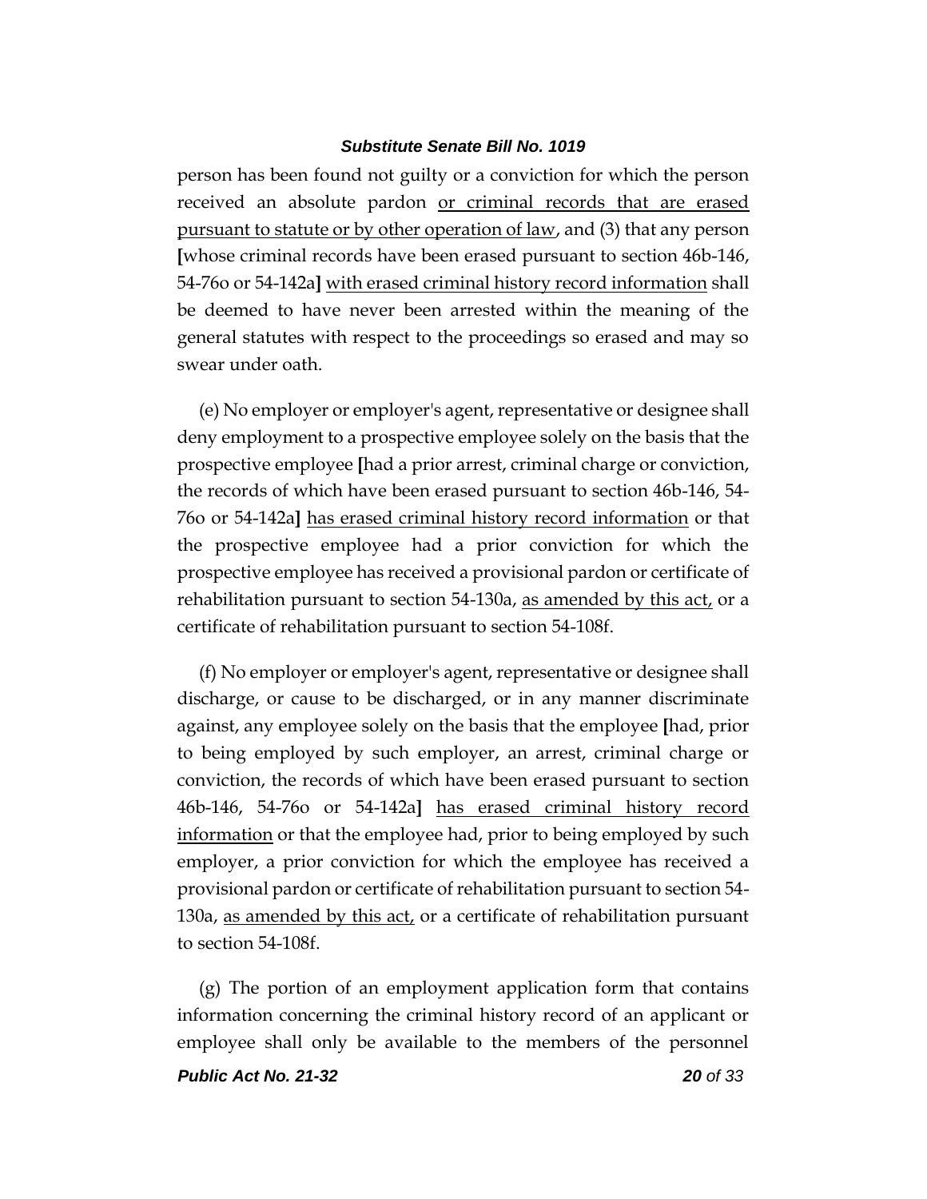person has been found not guilty or a conviction for which the person received an absolute pardon <u>or criminal records that are erased pursuant to statute or by other operation of law</u>, and (3) that any person [whose criminal records have been erased pursuant to section 46b-146, 54-76o or 54-142a] <u>with erased criminal history record information</u> shall be deemed to have never been arrested within the meaning of the general statutes with respect to the proceedings so erased and may so swear under oath.

(e) No employer or employer's agent, representative or designee shall deny employment to a prospective employee solely on the basis that the prospective employee [had a prior arrest, criminal charge or conviction, the records of which have been erased pursuant to section 46b-146, 54-76o or 54-142a] <u>has erased criminal history record information</u> or that the prospective employee had a prior conviction for which the prospective employee has received a provisional pardon or certificate of rehabilitation pursuant to section 54-130a, <u>as amended by this act,</u> or a certificate of rehabilitation pursuant to section 54-108f.

(f) No employer or employer's agent, representative or designee shall discharge, or cause to be discharged, or in any manner discriminate against, any employee solely on the basis that the employee [had, prior to being employed by such employer, an arrest, criminal charge or conviction, the records of which have been erased pursuant to section 46b-146, 54-76o or 54-142a] <u>has erased criminal history record information</u> or that the employee had, prior to being employed by such employer, a prior conviction for which the employee has received a provisional pardon or certificate of rehabilitation pursuant to section 54-130a, <u>as amended by this act,</u> or a certificate of rehabilitation pursuant to section 54-108f.

(g) The portion of an employment application form that contains information concerning the criminal history record of an applicant or employee shall only be available to the members of the personnel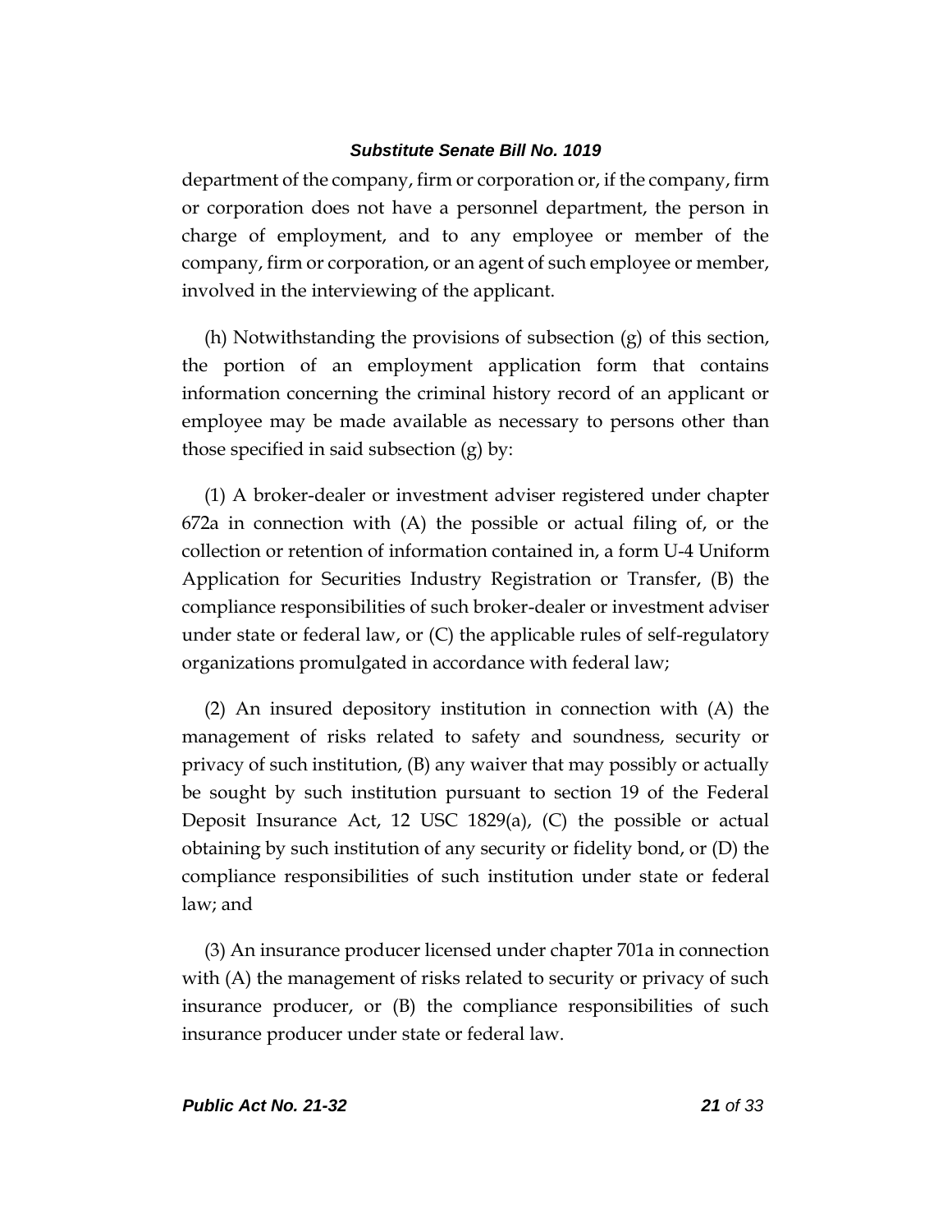department of the company, firm or corporation or, if the company, firm or corporation does not have a personnel department, the person in charge of employment, and to any employee or member of the company, firm or corporation, or an agent of such employee or member, involved in the interviewing of the applicant.

(h) Notwithstanding the provisions of subsection (g) of this section, the portion of an employment application form that contains information concerning the criminal history record of an applicant or employee may be made available as necessary to persons other than those specified in said subsection (g) by:

(1) A broker-dealer or investment adviser registered under chapter 672a in connection with (A) the possible or actual filing of, or the collection or retention of information contained in, a form U-4 Uniform Application for Securities Industry Registration or Transfer, (B) the compliance responsibilities of such broker-dealer or investment adviser under state or federal law, or (C) the applicable rules of self-regulatory organizations promulgated in accordance with federal law;

(2) An insured depository institution in connection with (A) the management of risks related to safety and soundness, security or privacy of such institution, (B) any waiver that may possibly or actually be sought by such institution pursuant to section 19 of the Federal Deposit Insurance Act, 12 USC 1829(a), (C) the possible or actual obtaining by such institution of any security or fidelity bond, or (D) the compliance responsibilities of such institution under state or federal law; and

(3) An insurance producer licensed under chapter 701a in connection with (A) the management of risks related to security or privacy of such insurance producer, or (B) the compliance responsibilities of such insurance producer under state or federal law.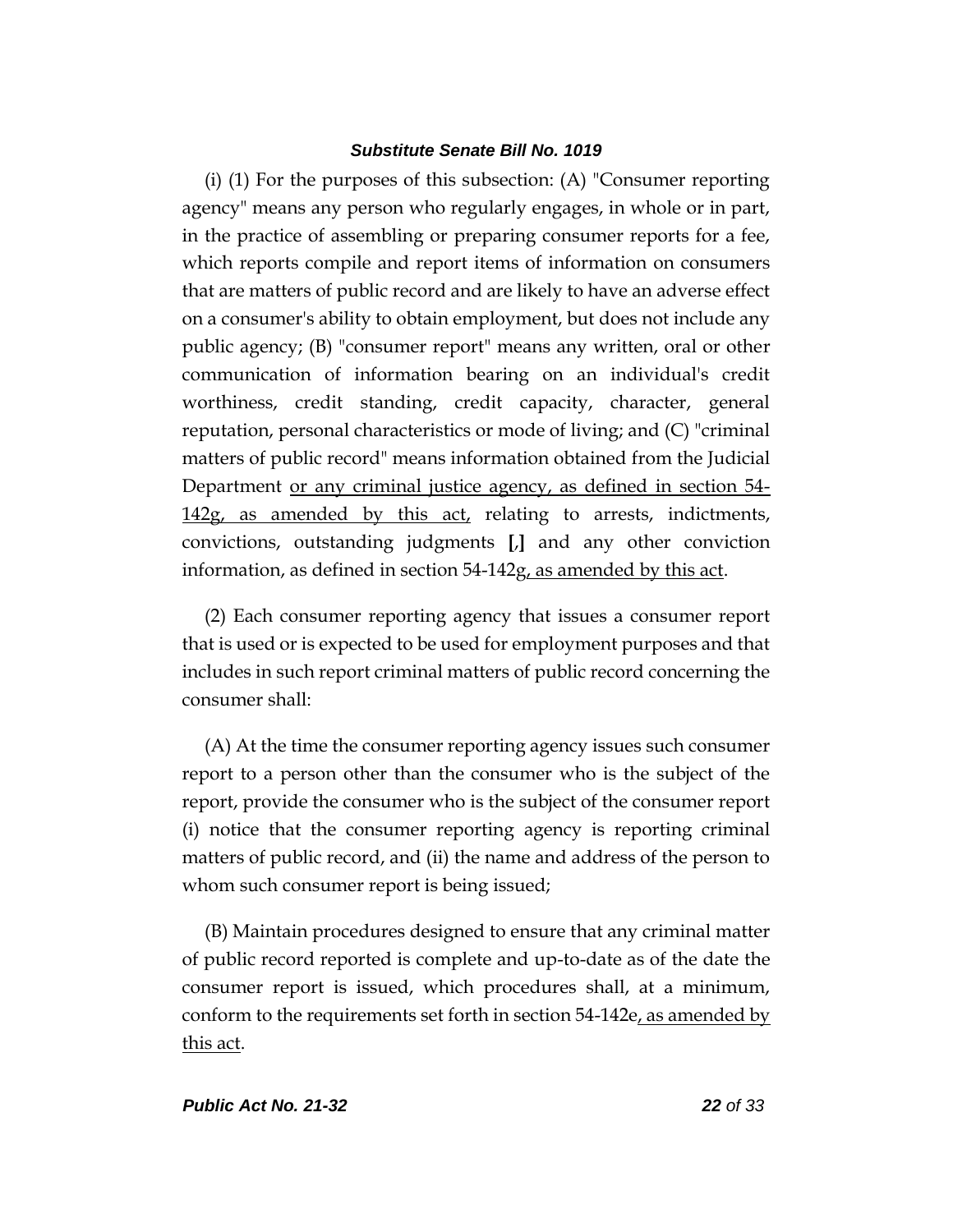(i) (1) For the purposes of this subsection: (A) "Consumer reporting agency" means any person who regularly engages, in whole or in part, in the practice of assembling or preparing consumer reports for a fee, which reports compile and report items of information on consumers that are matters of public record and are likely to have an adverse effect on a consumer's ability to obtain employment, but does not include any public agency; (B) "consumer report" means any written, oral or other communication of information bearing on an individual's credit worthiness, credit standing, credit capacity, character, general reputation, personal characteristics or mode of living; and (C) "criminal matters of public record" means information obtained from the Judicial Department <u>or any criminal justice agency, as defined in section 54-142g, as amended by this act,</u> relating to arrests, indictments, convictions, outstanding judgments **[**,**]** and any other conviction information, as defined in section 54-142g<u>, as amended by this act</u>.

(2) Each consumer reporting agency that issues a consumer report that is used or is expected to be used for employment purposes and that includes in such report criminal matters of public record concerning the consumer shall:

(A) At the time the consumer reporting agency issues such consumer report to a person other than the consumer who is the subject of the report, provide the consumer who is the subject of the consumer report (i) notice that the consumer reporting agency is reporting criminal matters of public record, and (ii) the name and address of the person to whom such consumer report is being issued;

(B) Maintain procedures designed to ensure that any criminal matter of public record reported is complete and up-to-date as of the date the consumer report is issued, which procedures shall, at a minimum, conform to the requirements set forth in section 54-142e<u>, as amended by this act</u>.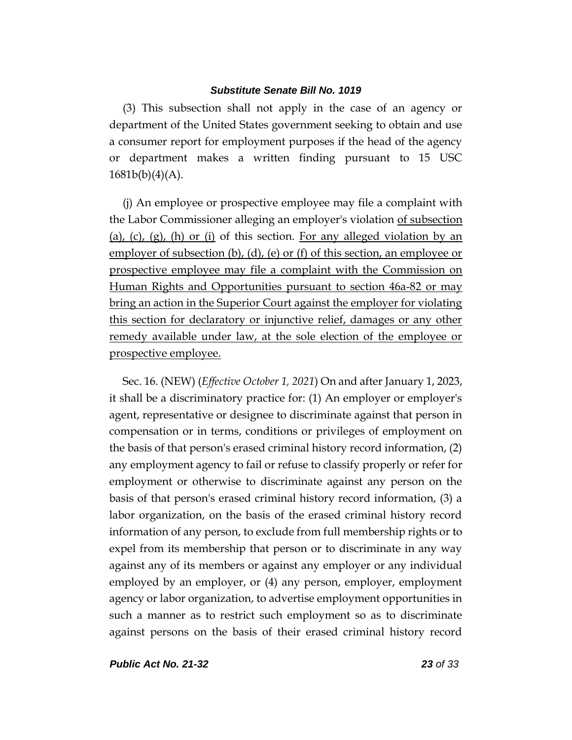(3) This subsection shall not apply in the case of an agency or department of the United States government seeking to obtain and use a consumer report for employment purposes if the head of the agency or department makes a written finding pursuant to 15 USC 1681b(b)(4)(A).

(j) An employee or prospective employee may file a complaint with the Labor Commissioner alleging an employer's violation of subsection (a), (c), (g), (h) or (i) of this section. For any alleged violation by an employer of subsection (b), (d), (e) or (f) of this section, an employee or prospective employee may file a complaint with the Commission on Human Rights and Opportunities pursuant to section 46a-82 or may bring an action in the Superior Court against the employer for violating this section for declaratory or injunctive relief, damages or any other remedy available under law, at the sole election of the employee or prospective employee.

Sec. 16. (NEW) (*Effective October 1, 2021*) On and after January 1, 2023, it shall be a discriminatory practice for: (1) An employer or employer's agent, representative or designee to discriminate against that person in compensation or in terms, conditions or privileges of employment on the basis of that person's erased criminal history record information, (2) any employment agency to fail or refuse to classify properly or refer for employment or otherwise to discriminate against any person on the basis of that person's erased criminal history record information, (3) a labor organization, on the basis of the erased criminal history record information of any person, to exclude from full membership rights or to expel from its membership that person or to discriminate in any way against any of its members or against any employer or any individual employed by an employer, or (4) any person, employer, employment agency or labor organization, to advertise employment opportunities in such a manner as to restrict such employment so as to discriminate against persons on the basis of their erased criminal history record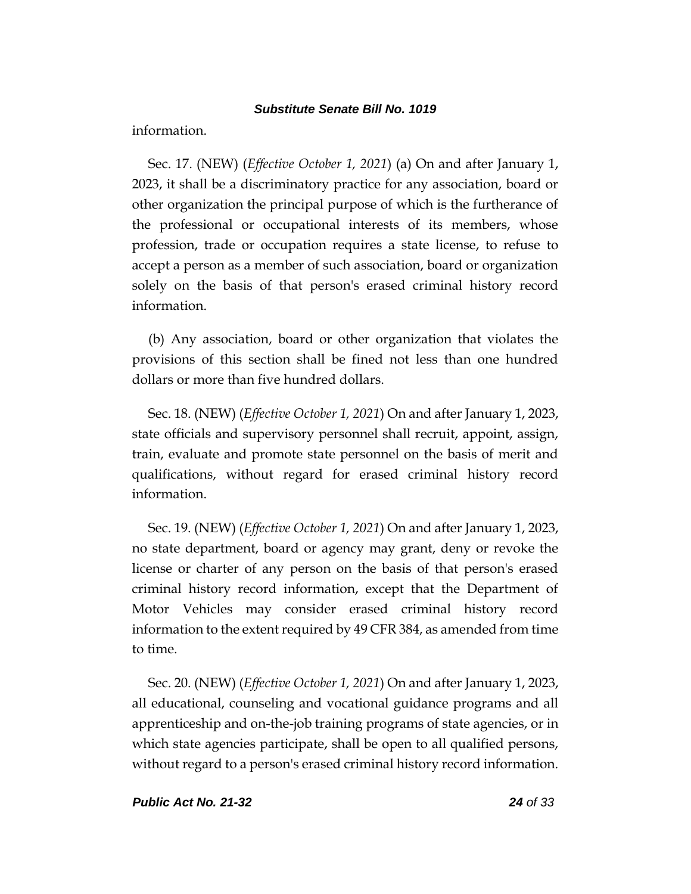information.

Sec. 17. (NEW) (*Effective October 1, 2021*) (a) On and after January 1, 2023, it shall be a discriminatory practice for any association, board or other organization the principal purpose of which is the furtherance of the professional or occupational interests of its members, whose profession, trade or occupation requires a state license, to refuse to accept a person as a member of such association, board or organization solely on the basis of that person's erased criminal history record information.

(b) Any association, board or other organization that violates the provisions of this section shall be fined not less than one hundred dollars or more than five hundred dollars.

Sec. 18. (NEW) (*Effective October 1, 2021*) On and after January 1, 2023, state officials and supervisory personnel shall recruit, appoint, assign, train, evaluate and promote state personnel on the basis of merit and qualifications, without regard for erased criminal history record information.

Sec. 19. (NEW) (*Effective October 1, 2021*) On and after January 1, 2023, no state department, board or agency may grant, deny or revoke the license or charter of any person on the basis of that person's erased criminal history record information, except that the Department of Motor Vehicles may consider erased criminal history record information to the extent required by 49 CFR 384, as amended from time to time.

Sec. 20. (NEW) (*Effective October 1, 2021*) On and after January 1, 2023, all educational, counseling and vocational guidance programs and all apprenticeship and on-the-job training programs of state agencies, or in which state agencies participate, shall be open to all qualified persons, without regard to a person's erased criminal history record information.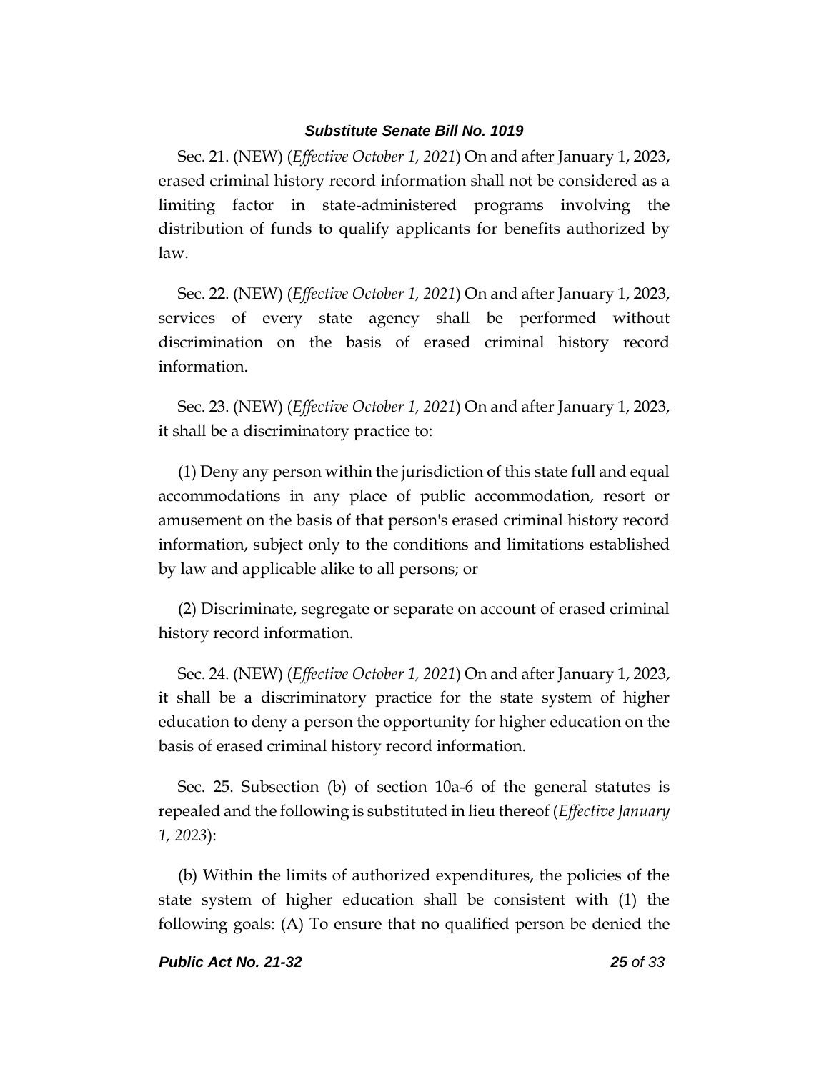Sec. 21. (NEW) (*Effective October 1, 2021*) On and after January 1, 2023, erased criminal history record information shall not be considered as a limiting factor in state-administered programs involving the distribution of funds to qualify applicants for benefits authorized by law.

Sec. 22. (NEW) (*Effective October 1, 2021*) On and after January 1, 2023, services of every state agency shall be performed without discrimination on the basis of erased criminal history record information.

Sec. 23. (NEW) (*Effective October 1, 2021*) On and after January 1, 2023, it shall be a discriminatory practice to:

(1) Deny any person within the jurisdiction of this state full and equal accommodations in any place of public accommodation, resort or amusement on the basis of that person's erased criminal history record information, subject only to the conditions and limitations established by law and applicable alike to all persons; or

(2) Discriminate, segregate or separate on account of erased criminal history record information.

Sec. 24. (NEW) (*Effective October 1, 2021*) On and after January 1, 2023, it shall be a discriminatory practice for the state system of higher education to deny a person the opportunity for higher education on the basis of erased criminal history record information.

Sec. 25. Subsection (b) of section 10a-6 of the general statutes is repealed and the following is substituted in lieu thereof (*Effective January 1, 2023*):

(b) Within the limits of authorized expenditures, the policies of the state system of higher education shall be consistent with (1) the following goals: (A) To ensure that no qualified person be denied the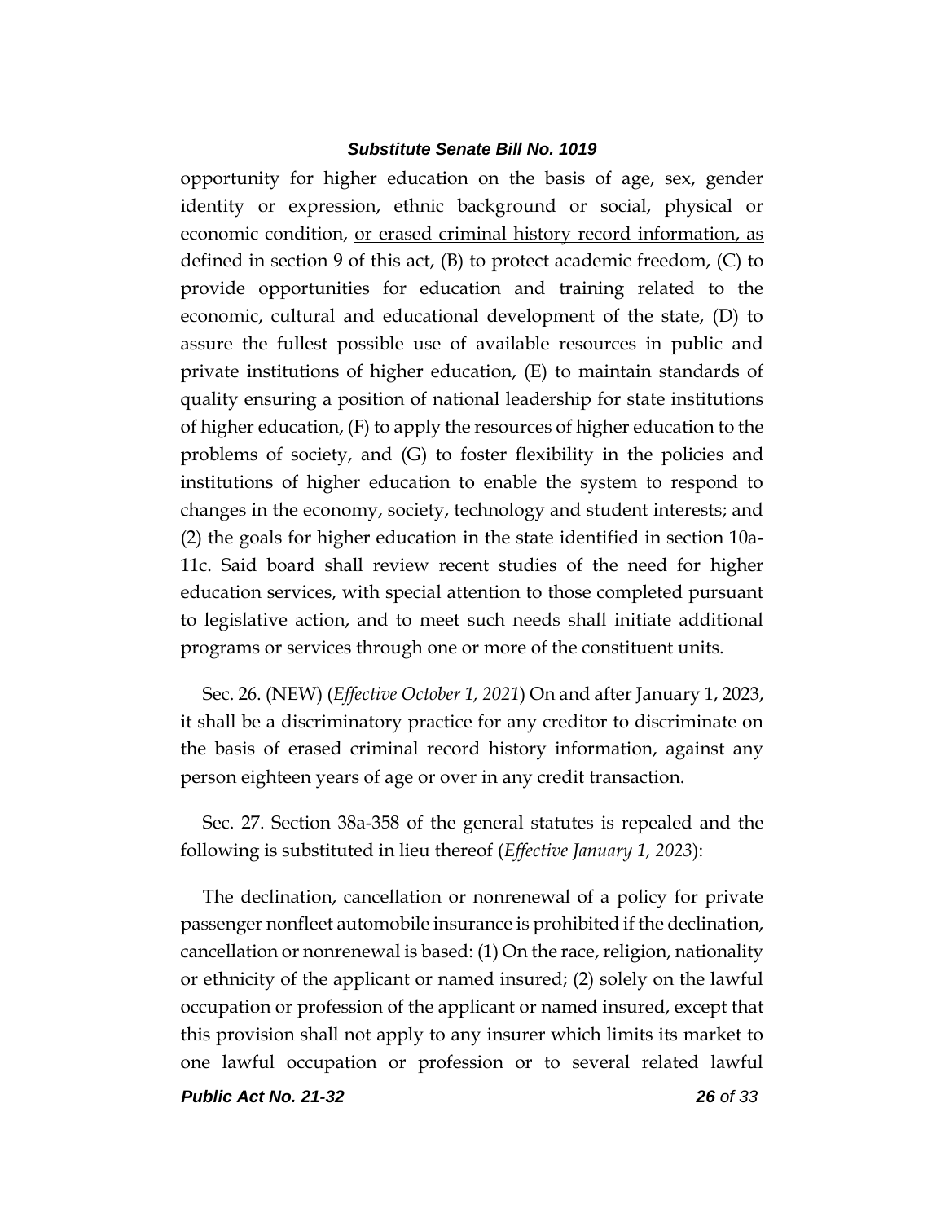opportunity for higher education on the basis of age, sex, gender identity or expression, ethnic background or social, physical or economic condition, <u>or erased criminal history record information, as defined in section 9 of this act,</u> (B) to protect academic freedom, (C) to provide opportunities for education and training related to the economic, cultural and educational development of the state, (D) to assure the fullest possible use of available resources in public and private institutions of higher education, (E) to maintain standards of quality ensuring a position of national leadership for state institutions of higher education, (F) to apply the resources of higher education to the problems of society, and (G) to foster flexibility in the policies and institutions of higher education to enable the system to respond to changes in the economy, society, technology and student interests; and (2) the goals for higher education in the state identified in section 10a-11c. Said board shall review recent studies of the need for higher education services, with special attention to those completed pursuant to legislative action, and to meet such needs shall initiate additional programs or services through one or more of the constituent units.

Sec. 26. (NEW) (*Effective October 1, 2021*) On and after January 1, 2023, it shall be a discriminatory practice for any creditor to discriminate on the basis of erased criminal record history information, against any person eighteen years of age or over in any credit transaction.

Sec. 27. Section 38a-358 of the general statutes is repealed and the following is substituted in lieu thereof (*Effective January 1, 2023*):

The declination, cancellation or nonrenewal of a policy for private passenger nonfleet automobile insurance is prohibited if the declination, cancellation or nonrenewal is based: (1) On the race, religion, nationality or ethnicity of the applicant or named insured; (2) solely on the lawful occupation or profession of the applicant or named insured, except that this provision shall not apply to any insurer which limits its market to one lawful occupation or profession or to several related lawful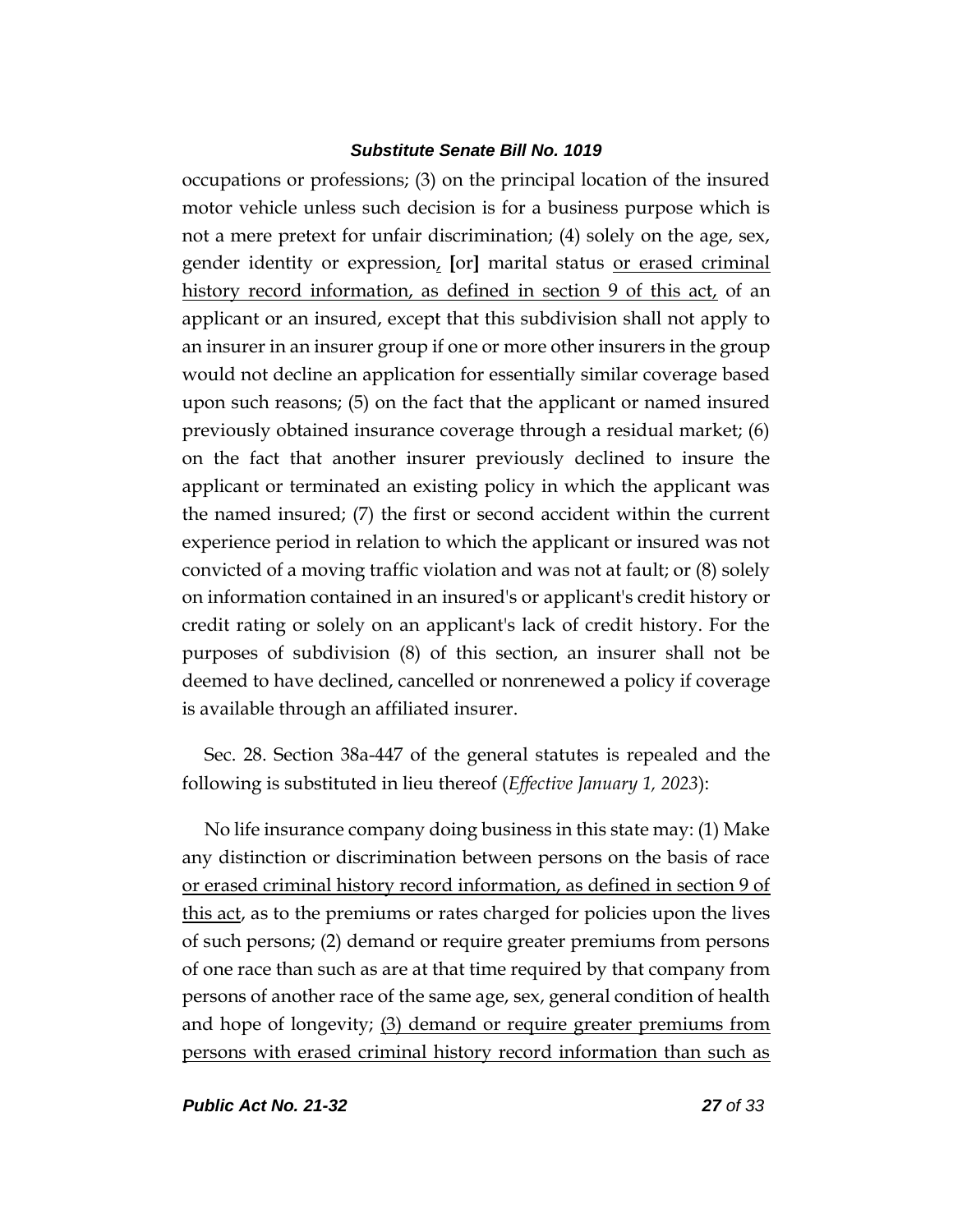occupations or professions; (3) on the principal location of the insured motor vehicle unless such decision is for a business purpose which is not a mere pretext for unfair discrimination; (4) solely on the age, sex, gender identity or expression, [or] marital status or erased criminal history record information, as defined in section 9 of this act, of an applicant or an insured, except that this subdivision shall not apply to an insurer in an insurer group if one or more other insurers in the group would not decline an application for essentially similar coverage based upon such reasons; (5) on the fact that the applicant or named insured previously obtained insurance coverage through a residual market; (6) on the fact that another insurer previously declined to insure the applicant or terminated an existing policy in which the applicant was the named insured; (7) the first or second accident within the current experience period in relation to which the applicant or insured was not convicted of a moving traffic violation and was not at fault; or (8) solely on information contained in an insured's or applicant's credit history or credit rating or solely on an applicant's lack of credit history. For the purposes of subdivision (8) of this section, an insurer shall not be deemed to have declined, cancelled or nonrenewed a policy if coverage is available through an affiliated insurer.

Sec. 28. Section 38a-447 of the general statutes is repealed and the following is substituted in lieu thereof (*Effective January 1, 2023*):

No life insurance company doing business in this state may: (1) Make any distinction or discrimination between persons on the basis of race or erased criminal history record information, as defined in section 9 of this act, as to the premiums or rates charged for policies upon the lives of such persons; (2) demand or require greater premiums from persons of one race than such as are at that time required by that company from persons of another race of the same age, sex, general condition of health and hope of longevity; (3) demand or require greater premiums from persons with erased criminal history record information than such as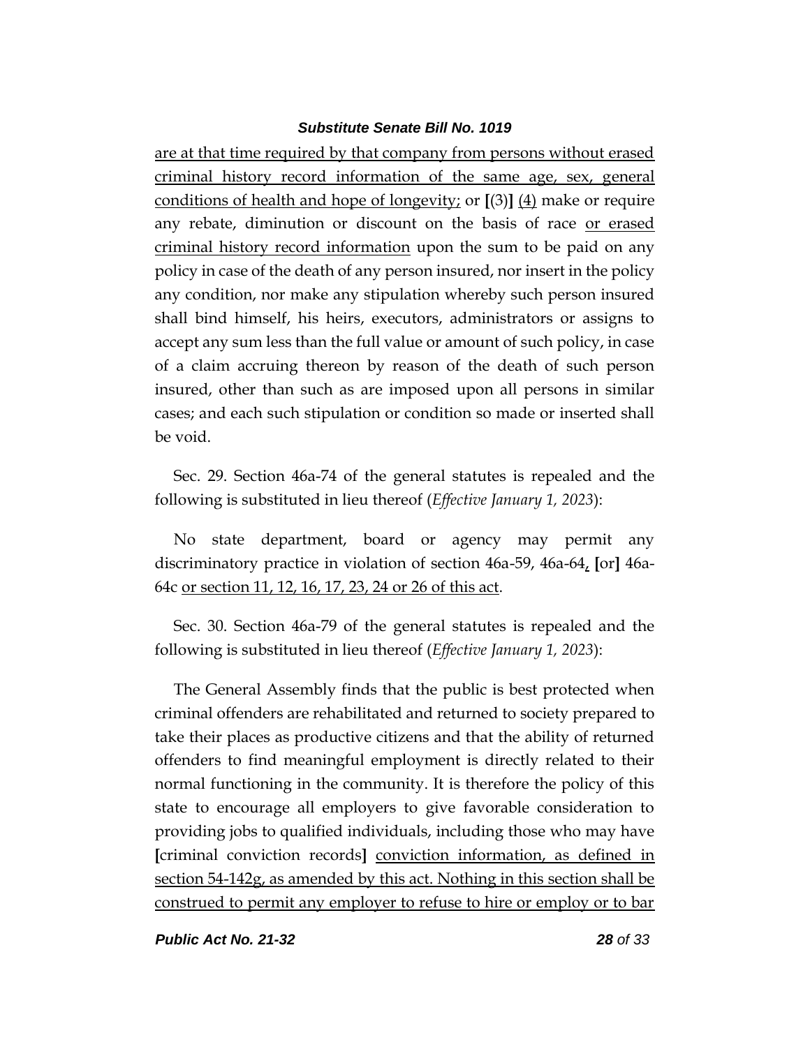are at that time required by that company from persons without erased criminal history record information of the same age, sex, general conditions of health and hope of longevity; or [(3)] (4) make or require any rebate, diminution or discount on the basis of race or erased criminal history record information upon the sum to be paid on any policy in case of the death of any person insured, nor insert in the policy any condition, nor make any stipulation whereby such person insured shall bind himself, his heirs, executors, administrators or assigns to accept any sum less than the full value or amount of such policy, in case of a claim accruing thereon by reason of the death of such person insured, other than such as are imposed upon all persons in similar cases; and each such stipulation or condition so made or inserted shall be void.

Sec. 29. Section 46a-74 of the general statutes is repealed and the following is substituted in lieu thereof (*Effective January 1, 2023*):

No state department, board or agency may permit any discriminatory practice in violation of section 46a-59, 46a-64, [or] 46a-64c or section 11, 12, 16, 17, 23, 24 or 26 of this act.

Sec. 30. Section 46a-79 of the general statutes is repealed and the following is substituted in lieu thereof (*Effective January 1, 2023*):

The General Assembly finds that the public is best protected when criminal offenders are rehabilitated and returned to society prepared to take their places as productive citizens and that the ability of returned offenders to find meaningful employment is directly related to their normal functioning in the community. It is therefore the policy of this state to encourage all employers to give favorable consideration to providing jobs to qualified individuals, including those who may have [criminal conviction records] conviction information, as defined in section 54-142g, as amended by this act. Nothing in this section shall be construed to permit any employer to refuse to hire or employ or to bar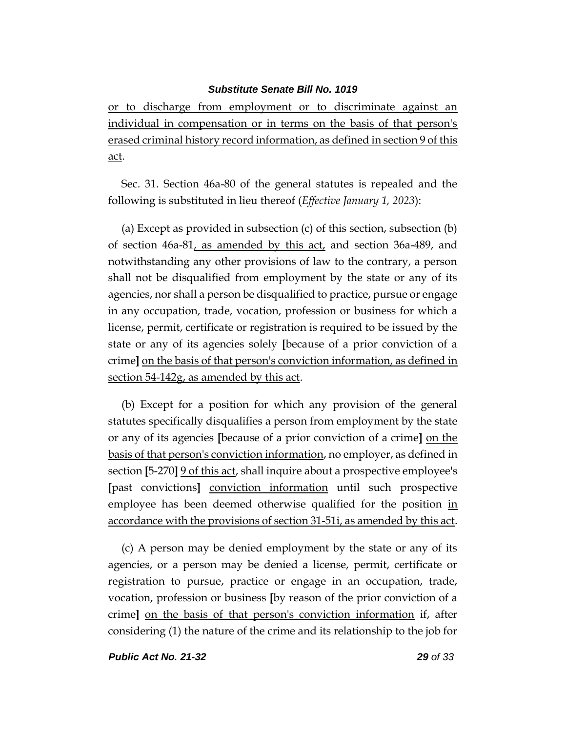or to discharge from employment or to discriminate against an individual in compensation or in terms on the basis of that person's erased criminal history record information, as defined in section 9 of this act.

Sec. 31. Section 46a-80 of the general statutes is repealed and the following is substituted in lieu thereof (*Effective January 1, 2023*):

(a) Except as provided in subsection (c) of this section, subsection (b) of section 46a-81, as amended by this act, and section 36a-489, and notwithstanding any other provisions of law to the contrary, a person shall not be disqualified from employment by the state or any of its agencies, nor shall a person be disqualified to practice, pursue or engage in any occupation, trade, vocation, profession or business for which a license, permit, certificate or registration is required to be issued by the state or any of its agencies solely [because of a prior conviction of a crime] on the basis of that person's conviction information, as defined in section 54-142g, as amended by this act.

(b) Except for a position for which any provision of the general statutes specifically disqualifies a person from employment by the state or any of its agencies [because of a prior conviction of a crime] on the basis of that person's conviction information, no employer, as defined in section [5-270] 9 of this act, shall inquire about a prospective employee's [past convictions] conviction information until such prospective employee has been deemed otherwise qualified for the position in accordance with the provisions of section 31-51i, as amended by this act.

(c) A person may be denied employment by the state or any of its agencies, or a person may be denied a license, permit, certificate or registration to pursue, practice or engage in an occupation, trade, vocation, profession or business [by reason of the prior conviction of a crime] on the basis of that person's conviction information if, after considering (1) the nature of the crime and its relationship to the job for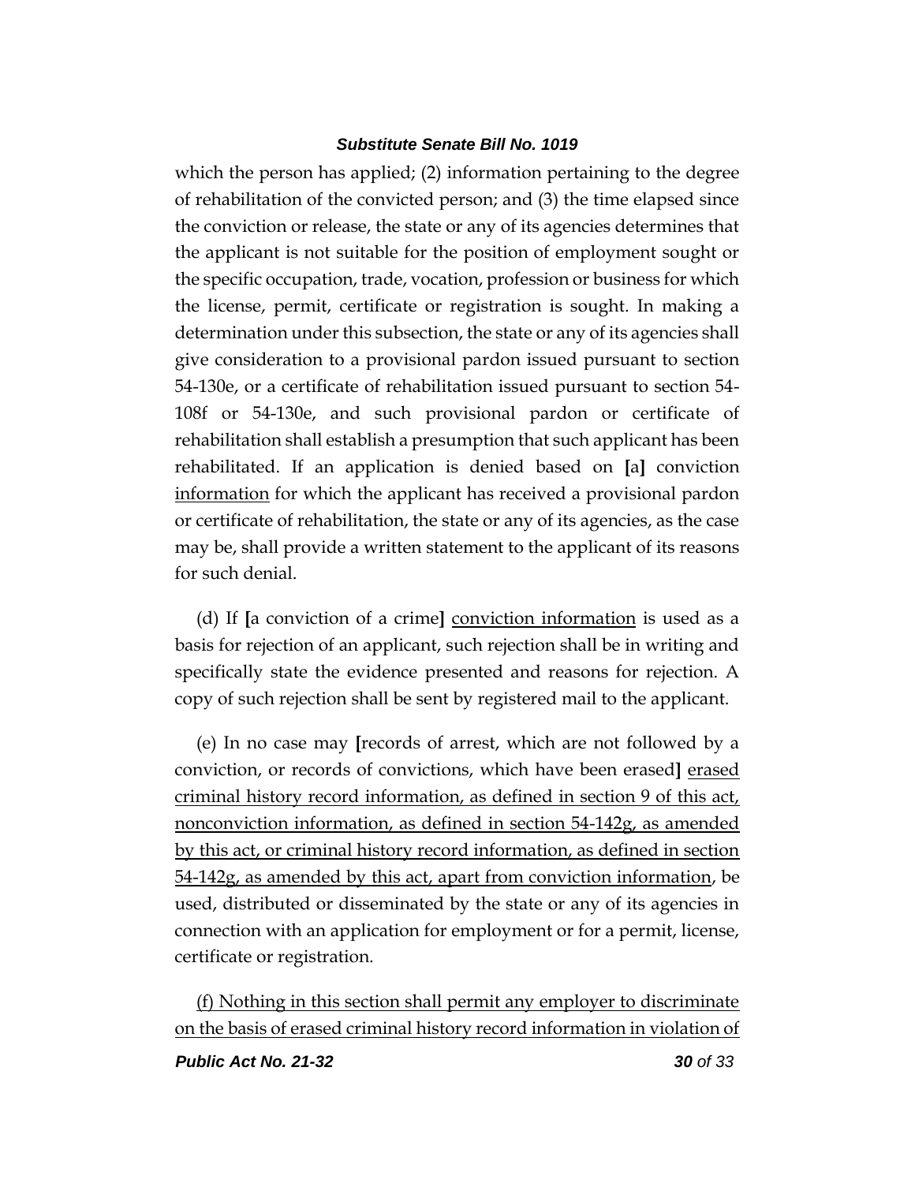which the person has applied; (2) information pertaining to the degree of rehabilitation of the convicted person; and (3) the time elapsed since the conviction or release, the state or any of its agencies determines that the applicant is not suitable for the position of employment sought or the specific occupation, trade, vocation, profession or business for which the license, permit, certificate or registration is sought. In making a determination under this subsection, the state or any of its agencies shall give consideration to a provisional pardon issued pursuant to section 54-130e, or a certificate of rehabilitation issued pursuant to section 54-108f or 54-130e, and such provisional pardon or certificate of rehabilitation shall establish a presumption that such applicant has been rehabilitated. If an application is denied based on **[**a**]** conviction <u>information</u> for which the applicant has received a provisional pardon or certificate of rehabilitation, the state or any of its agencies, as the case may be, shall provide a written statement to the applicant of its reasons for such denial.

(d) If **[**a conviction of a crime**]** <u>conviction information</u> is used as a basis for rejection of an applicant, such rejection shall be in writing and specifically state the evidence presented and reasons for rejection. A copy of such rejection shall be sent by registered mail to the applicant.

(e) In no case may **[**records of arrest, which are not followed by a conviction, or records of convictions, which have been erased**]** <u>erased criminal history record information, as defined in section 9 of this act, nonconviction information, as defined in section 54-142g, as amended by this act, or criminal history record information, as defined in section 54-142g, as amended by this act, apart from conviction information</u>, be used, distributed or disseminated by the state or any of its agencies in connection with an application for employment or for a permit, license, certificate or registration.

<u>(f) Nothing in this section shall permit any employer to discriminate on the basis of erased criminal history record information in violation of</u>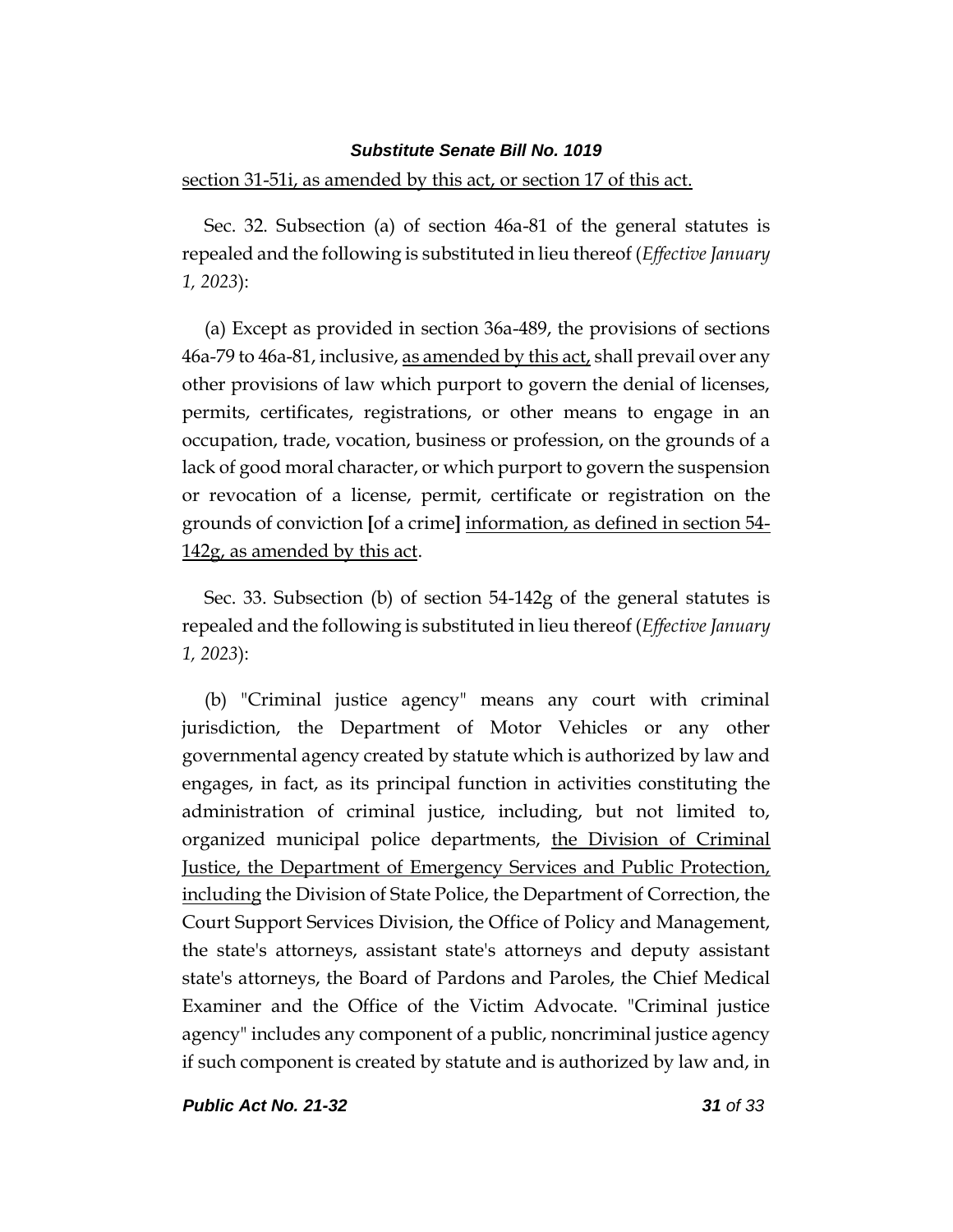section 31-51i, as amended by this act, or section 17 of this act.

Sec. 32. Subsection (a) of section 46a-81 of the general statutes is repealed and the following is substituted in lieu thereof (*Effective January 1, 2023*):

(a) Except as provided in section 36a-489, the provisions of sections 46a-79 to 46a-81, inclusive, as amended by this act, shall prevail over any other provisions of law which purport to govern the denial of licenses, permits, certificates, registrations, or other means to engage in an occupation, trade, vocation, business or profession, on the grounds of a lack of good moral character, or which purport to govern the suspension or revocation of a license, permit, certificate or registration on the grounds of conviction **[**of a crime**]** information, as defined in section 54-142g, as amended by this act.

Sec. 33. Subsection (b) of section 54-142g of the general statutes is repealed and the following is substituted in lieu thereof (*Effective January 1, 2023*):

(b) "Criminal justice agency" means any court with criminal jurisdiction, the Department of Motor Vehicles or any other governmental agency created by statute which is authorized by law and engages, in fact, as its principal function in activities constituting the administration of criminal justice, including, but not limited to, organized municipal police departments, the Division of Criminal Justice, the Department of Emergency Services and Public Protection, including the Division of State Police, the Department of Correction, the Court Support Services Division, the Office of Policy and Management, the state's attorneys, assistant state's attorneys and deputy assistant state's attorneys, the Board of Pardons and Paroles, the Chief Medical Examiner and the Office of the Victim Advocate. "Criminal justice agency" includes any component of a public, noncriminal justice agency if such component is created by statute and is authorized by law and, in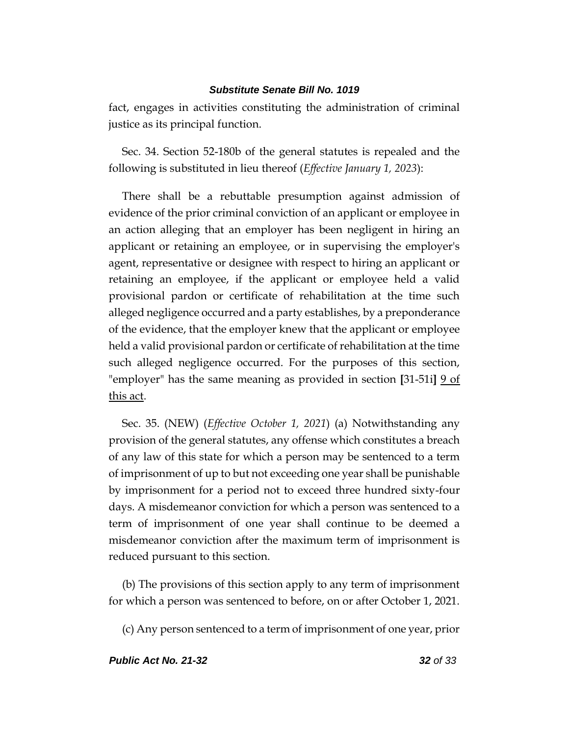fact, engages in activities constituting the administration of criminal justice as its principal function.

Sec. 34. Section 52-180b of the general statutes is repealed and the following is substituted in lieu thereof (*Effective January 1, 2023*):

There shall be a rebuttable presumption against admission of evidence of the prior criminal conviction of an applicant or employee in an action alleging that an employer has been negligent in hiring an applicant or retaining an employee, or in supervising the employer's agent, representative or designee with respect to hiring an applicant or retaining an employee, if the applicant or employee held a valid provisional pardon or certificate of rehabilitation at the time such alleged negligence occurred and a party establishes, by a preponderance of the evidence, that the employer knew that the applicant or employee held a valid provisional pardon or certificate of rehabilitation at the time such alleged negligence occurred. For the purposes of this section, "employer" has the same meaning as provided in section **[**31-51i**]** <u>9 of this act</u>.

Sec. 35. (NEW) (*Effective October 1, 2021*) (a) Notwithstanding any provision of the general statutes, any offense which constitutes a breach of any law of this state for which a person may be sentenced to a term of imprisonment of up to but not exceeding one year shall be punishable by imprisonment for a period not to exceed three hundred sixty-four days. A misdemeanor conviction for which a person was sentenced to a term of imprisonment of one year shall continue to be deemed a misdemeanor conviction after the maximum term of imprisonment is reduced pursuant to this section.

(b) The provisions of this section apply to any term of imprisonment for which a person was sentenced to before, on or after October 1, 2021.

(c) Any person sentenced to a term of imprisonment of one year, prior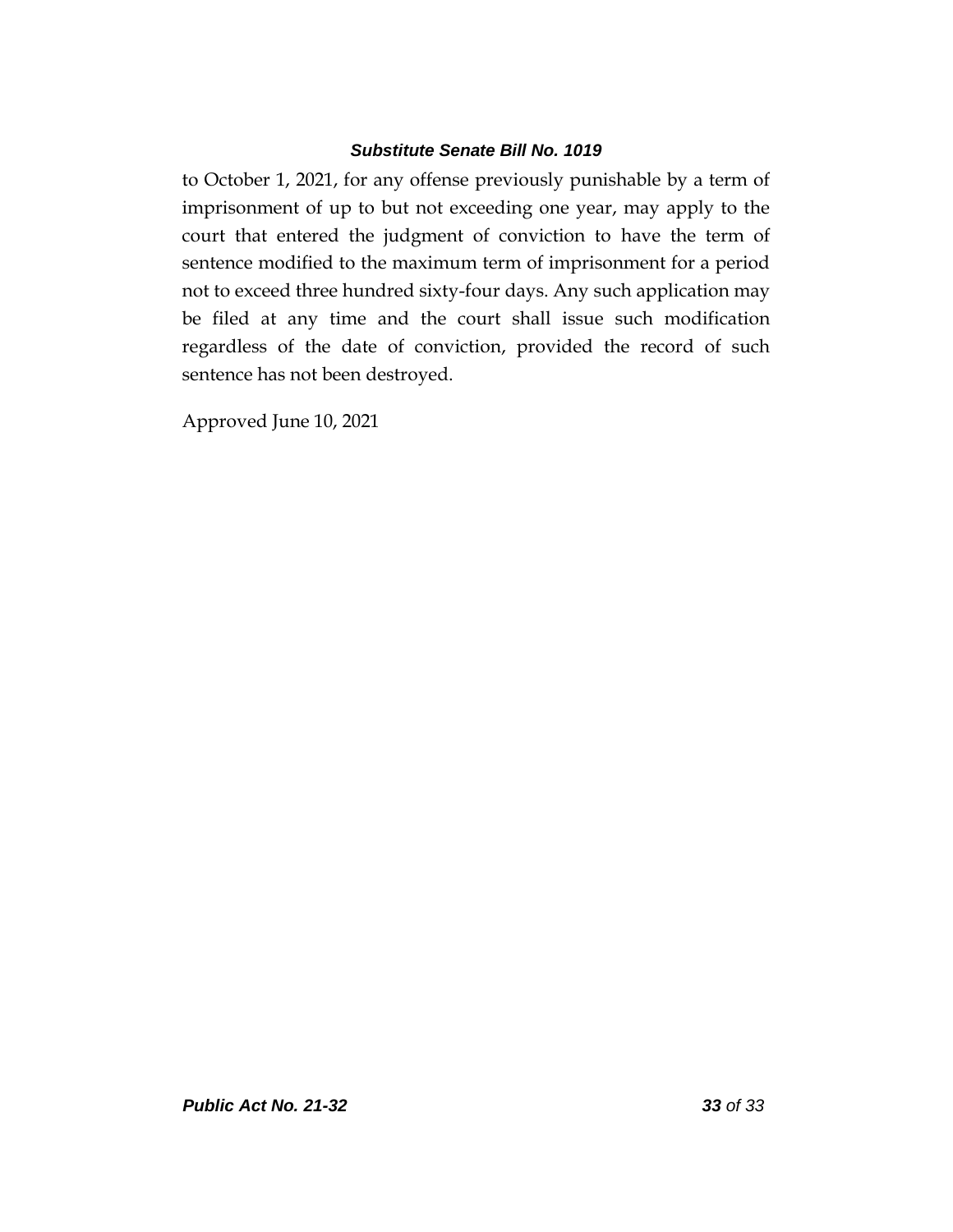to October 1, 2021, for any offense previously punishable by a term of imprisonment of up to but not exceeding one year, may apply to the court that entered the judgment of conviction to have the term of sentence modified to the maximum term of imprisonment for a period not to exceed three hundred sixty-four days. Any such application may be filed at any time and the court shall issue such modification regardless of the date of conviction, provided the record of such sentence has not been destroyed.

Approved June 10, 2021